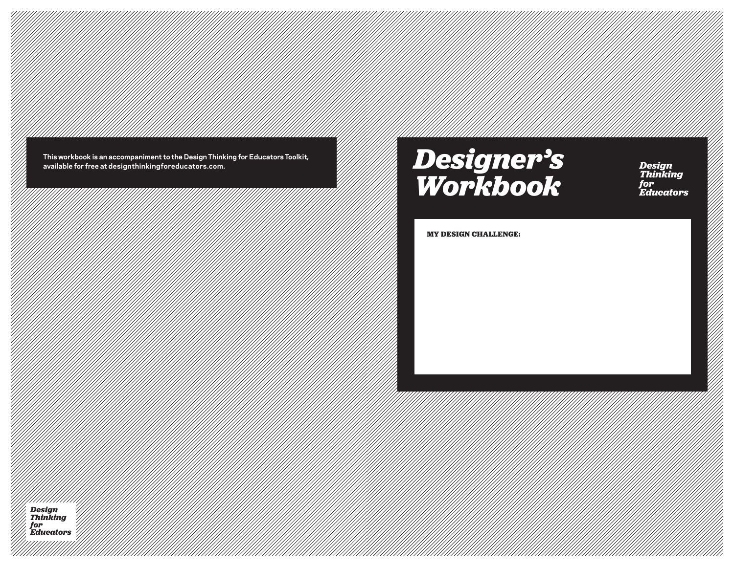This workbook is an accompaniment to the Design Thinking for Educators Toolkit, available for free at designthinkingforeducators.com.

# *Designer's Workbook*

*Design Thinking for Educators*

**MY DESIGN CHALLENGE:**

*Design Thinking for Educators*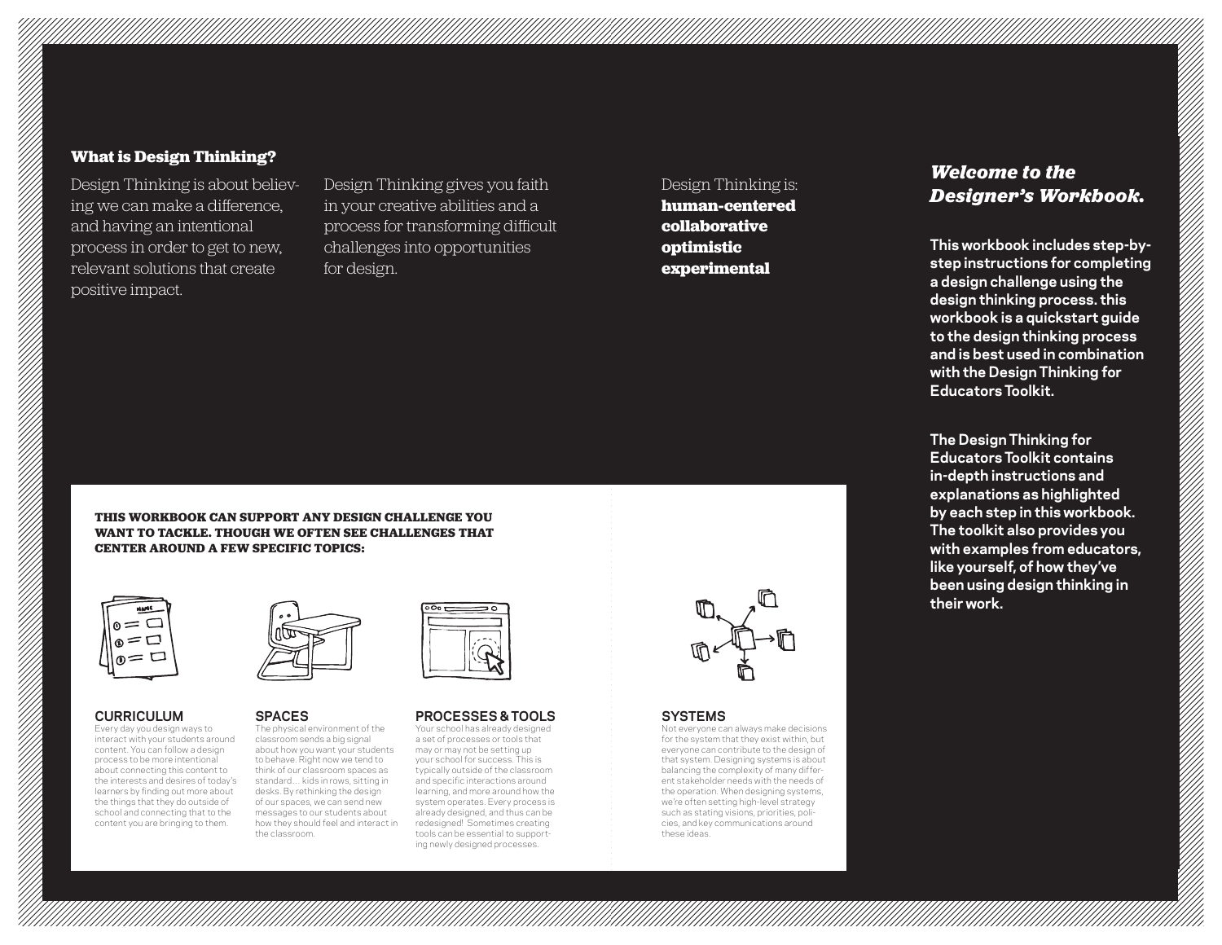## What is Design Thinking?

Design Thinking is about believing we can make a difference, and having an intentional process in order to get to new, relevant solutions that create positive impact.

Design Thinking gives you faith in your creative abilities and a process for transforming difficult challenges into opportunities for design.

Design Thinking is:
**human-centered**
**collaborative**
**optimistic**
**experimental**

### THIS WORKBOOK CAN SUPPORT ANY DESIGN CHALLENGE YOU WANT TO TACKLE. THOUGH WE OFTEN SEE CHALLENGES THAT CENTER AROUND A FEW SPECIFIC TOPICS:

**CURRICULUM**
Every day you design ways to interact with your students around content. You can follow a design process to be more intentional about connecting this content to the interests and desires of today's learners by finding out more about the things that they do outside of school and connecting that to the content you are bringing to them.

**SPACES**
The physical environment of the classroom sends a big signal about how you want your students to behave. Right now we tend to think of our classroom spaces as standard... kids in rows, sitting in desks. By rethinking the design of our spaces, we can send new messages to our students about how they should feel and interact in the classroom.

**PROCESSES & TOOLS**
Your school has already designed a set of processes or tools that may or may not be setting up your school for success. This is typically outside of the classroom and specific interactions around learning, and more around how the system operates. Every process is already designed, and thus can be redesigned! Sometimes creating tools can be essential to supporting newly designed processes.

**SYSTEMS**
Not everyone can always make decisions for the system that they exist within, but everyone can contribute to the design of that system. Designing systems is about balancing the complexity of many different stakeholder needs with the needs of the operation. When designing systems, we're often setting high-level strategy such as stating visions, priorities, policies, and key communications around these ideas.

## *Welcome to the Designer's Workbook.*

**This workbook includes step-by-step instructions for completing a design challenge using the design thinking process. this workbook is a quickstart guide to the design thinking process and is best used in combination with the Design Thinking for Educators Toolkit.**

**The Design Thinking for Educators Toolkit contains in-depth instructions and explanations as highlighted by each step in this workbook. The toolkit also provides you with examples from educators, like yourself, of how they've been using design thinking in their work.**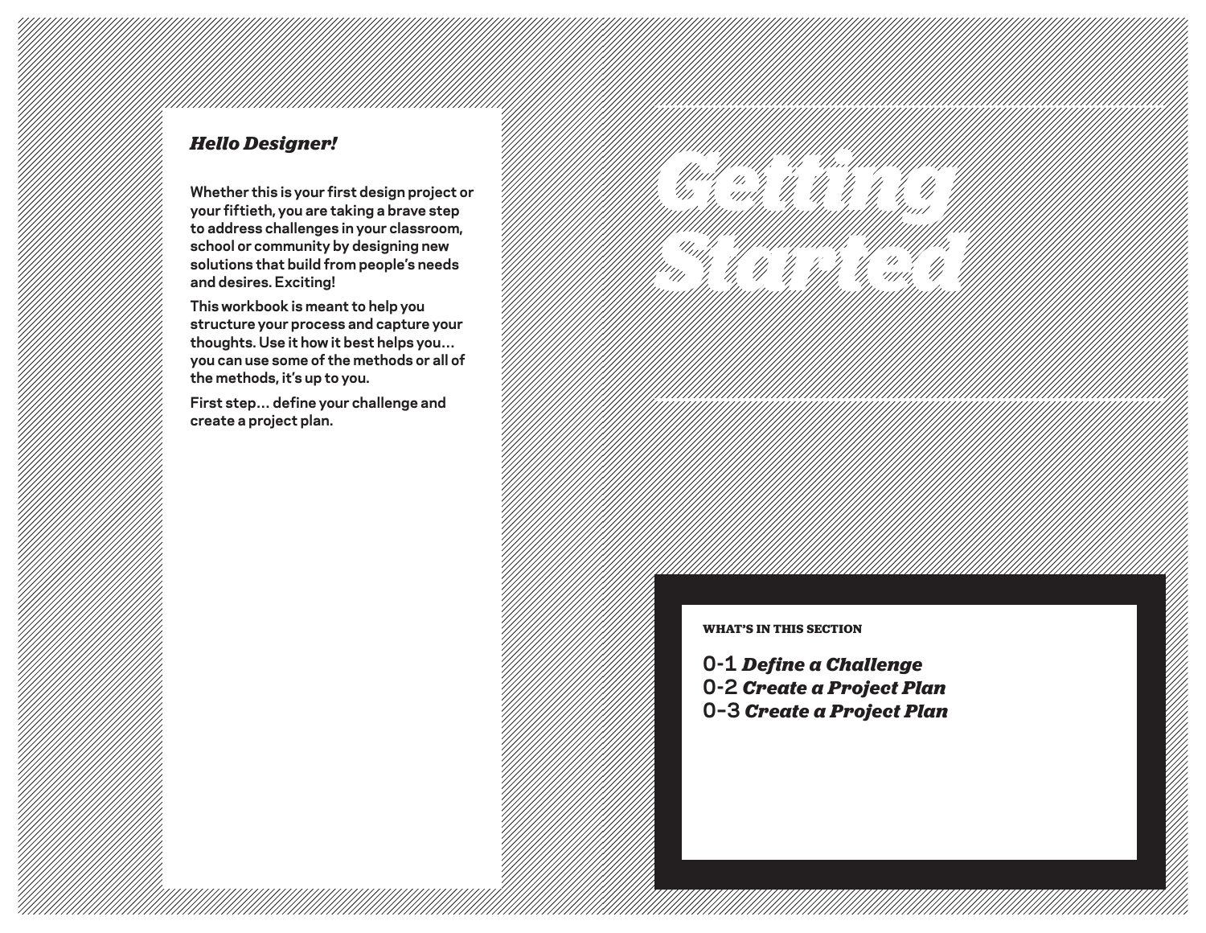# Getting Started

***Hello Designer!***

**Whether this is your first design project or your fiftieth, you are taking a brave step to address challenges in your classroom, school or community by designing new solutions that build from people's needs and desires. Exciting!**

**This workbook is meant to help you structure your process and capture your thoughts. Use it how it best helps you… you can use some of the methods or all of the methods, it's up to you.**

**First step… define your challenge and create a project plan.**

**WHAT'S IN THIS SECTION**

0-1 ***Define a Challenge***
0-2 ***Create a Project Plan***
0-3 ***Create a Project Plan***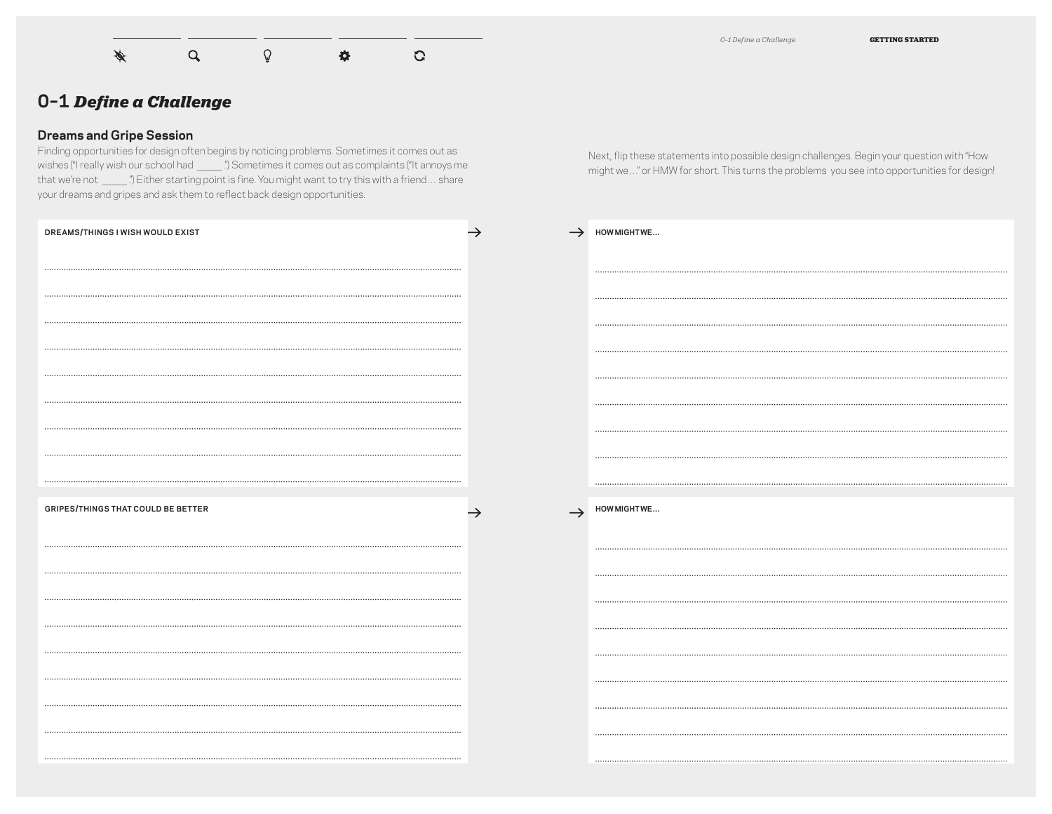# 0-1 *Define a Challenge*

## Dreams and Gripe Session

Finding opportunities for design often begins by noticing problems. Sometimes it comes out as wishes ("I really wish our school had _____.") Sometimes it comes out as complaints ("It annoys me that we're not _____.") Either starting point is fine. You might want to try this with a friend… share your dreams and gripes and ask them to reflect back design opportunities.

Next, flip these statements into possible design challenges. Begin your question with "How might we…" or HMW for short. This turns the problems you see into opportunities for design!

**DREAMS/THINGS I WISH WOULD EXIST** →

→ **HOW MIGHT WE...**

**GRIPES/THINGS THAT COULD BE BETTER** →

→ **HOW MIGHT WE...**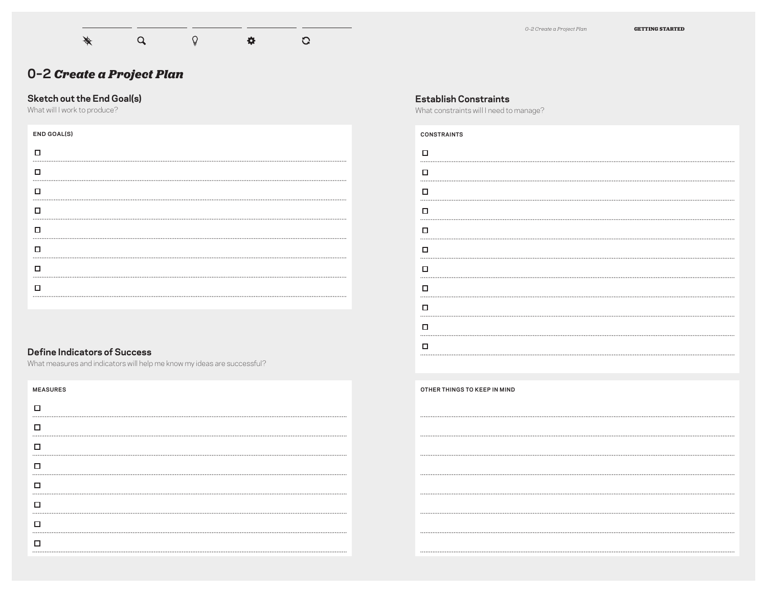# 0-2 *Create a Project Plan*

## Sketch out the End Goal(s)

What will I work to produce?

**END GOAL(S)**

- [ ] 
- [ ] 
- [ ] 
- [ ] 
- [ ] 
- [ ] 
- [ ] 
- [ ] 

## Define Indicators of Success

What measures and indicators will help me know my ideas are successful?

**MEASURES**

- [ ] 
- [ ] 
- [ ] 
- [ ] 
- [ ] 
- [ ] 
- [ ] 
- [ ] 

## Establish Constraints

What constraints will I need to manage?

**CONSTRAINTS**

- [ ] 
- [ ] 
- [ ] 
- [ ] 
- [ ] 
- [ ] 
- [ ] 
- [ ] 
- [ ] 
- [ ] 
- [ ] 

**OTHER THINGS TO KEEP IN MIND**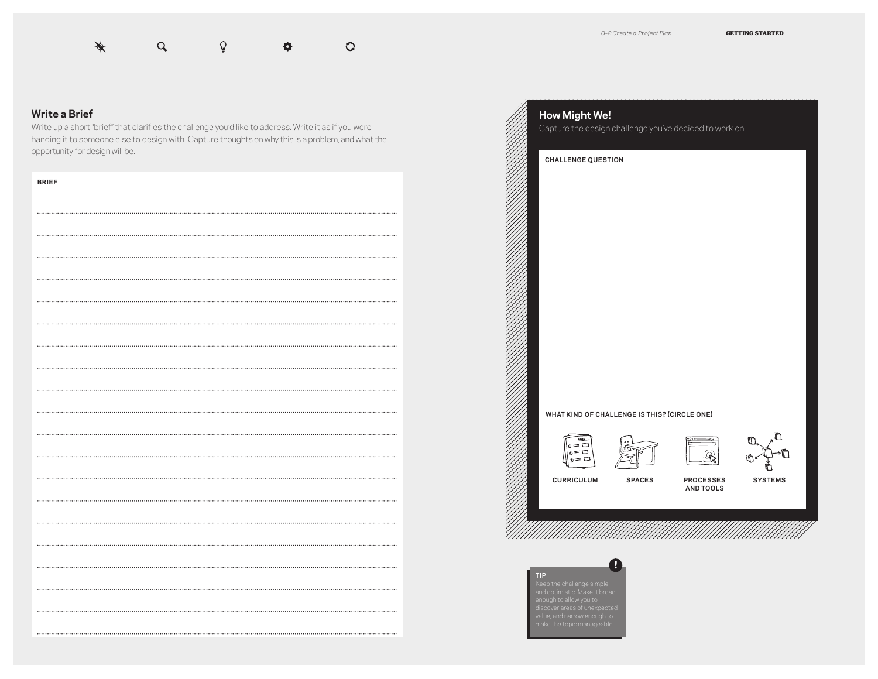## Write a Brief

Write up a short "brief" that clarifies the challenge you'd like to address. Write it as if you were handing it to someone else to design with. Capture thoughts on why this is a problem, and what the opportunity for design will be.

**BRIEF**

## How Might We!

Capture the design challenge you've decided to work on…

**CHALLENGE QUESTION**

**WHAT KIND OF CHALLENGE IS THIS? (CIRCLE ONE)**

CURRICULUM | SPACES | PROCESSES AND TOOLS | SYSTEMS

**TIP**

Keep the challenge simple and optimistic. Make it broad enough to allow you to discover areas of unexpected value, and narrow enough to make the topic manageable.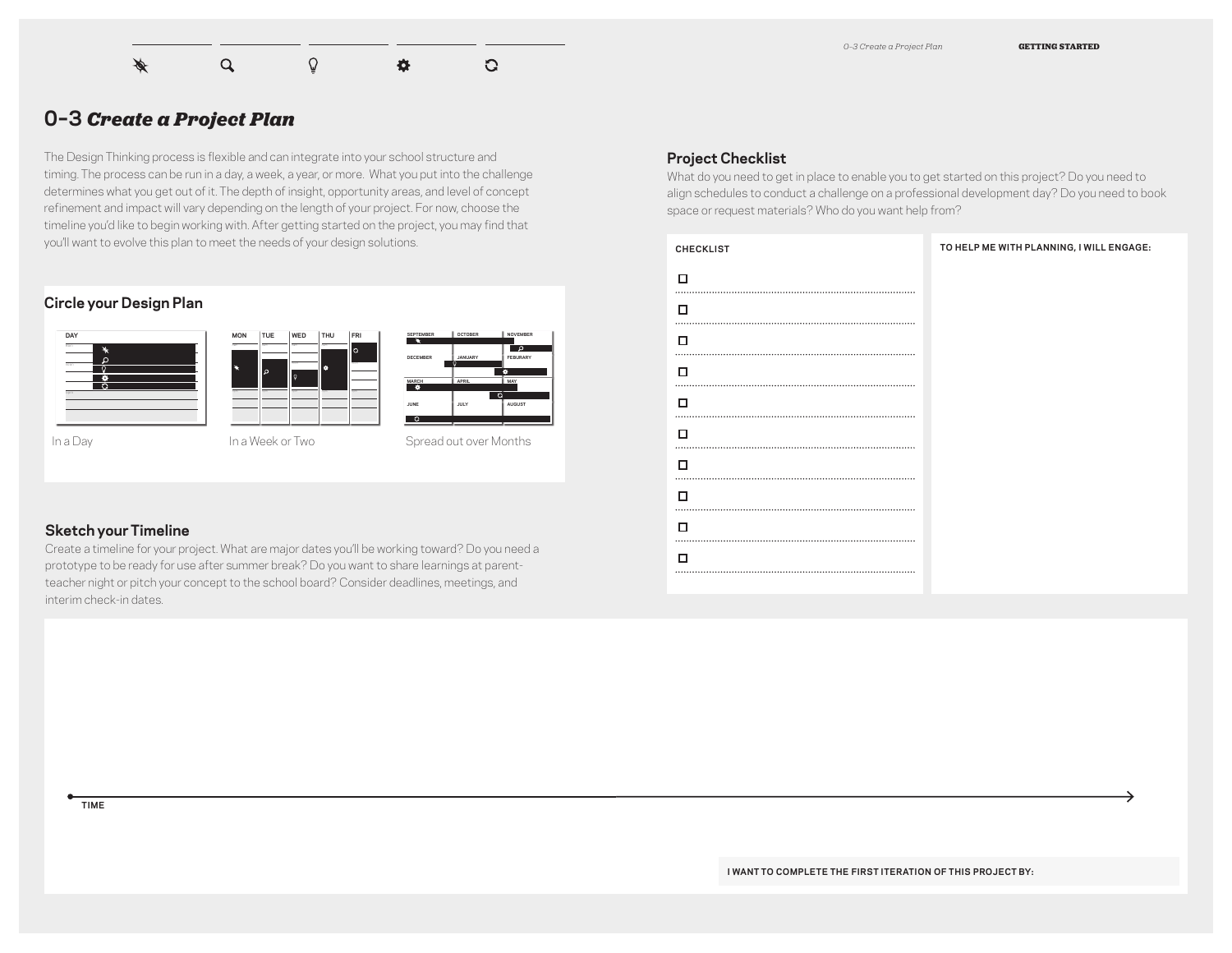# 0-3 *Create a Project Plan*

The Design Thinking process is flexible and can integrate into your school structure and timing. The process can be run in a day, a week, a year, or more. What you put into the challenge determines what you get out of it. The depth of insight, opportunity areas, and level of concept refinement and impact will vary depending on the length of your project. For now, choose the timeline you'd like to begin working with. After getting started on the project, you may find that you'll want to evolve this plan to meet the needs of your design solutions.

## Circle your Design Plan

In a Day

In a Week or Two

Spread out over Months

## Sketch your Timeline

Create a timeline for your project. What are major dates you'll be working toward? Do you need a prototype to be ready for use after summer break? Do you want to share learnings at parent-teacher night or pitch your concept to the school board? Consider deadlines, meetings, and interim check-in dates.

TIME

I WANT TO COMPLETE THE FIRST ITERATION OF THIS PROJECT BY:

## Project Checklist

What do you need to get in place to enable you to get started on this project? Do you need to align schedules to conduct a challenge on a professional development day? Do you need to book space or request materials? Who do you want help from?

**CHECKLIST**

- [ ] 
- [ ] 
- [ ] 
- [ ] 
- [ ] 
- [ ] 
- [ ] 
- [ ] 
- [ ] 
- [ ] 

**TO HELP ME WITH PLANNING, I WILL ENGAGE:**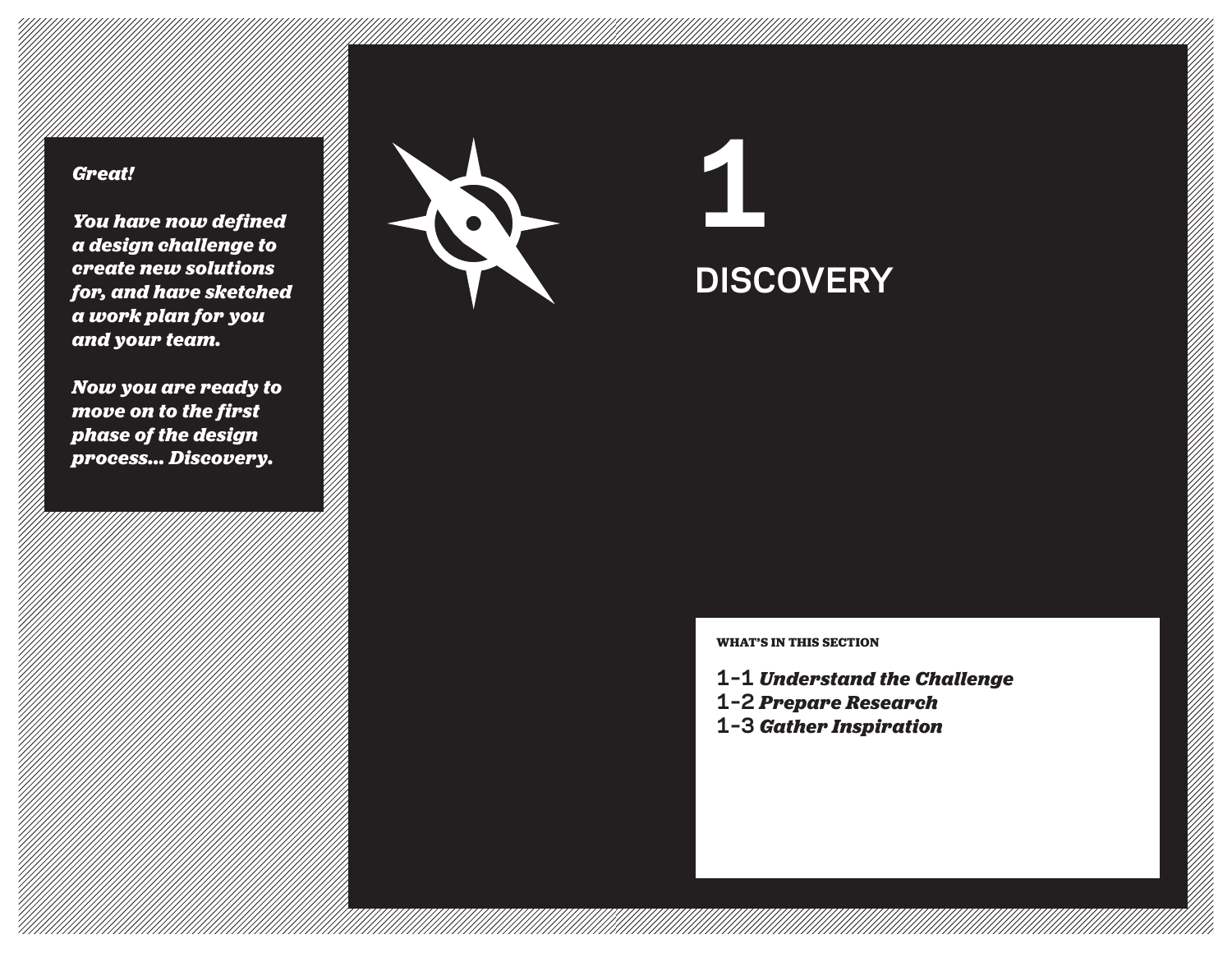*Great!*

*You have now defined a design challenge to create new solutions for, and have sketched a work plan for you and your team.*

*Now you are ready to move on to the first phase of the design process... Discovery.*

# 1

# DISCOVERY

**WHAT'S IN THIS SECTION**

1-1 ***Understand the Challenge***
1-2 ***Prepare Research***
1-3 ***Gather Inspiration***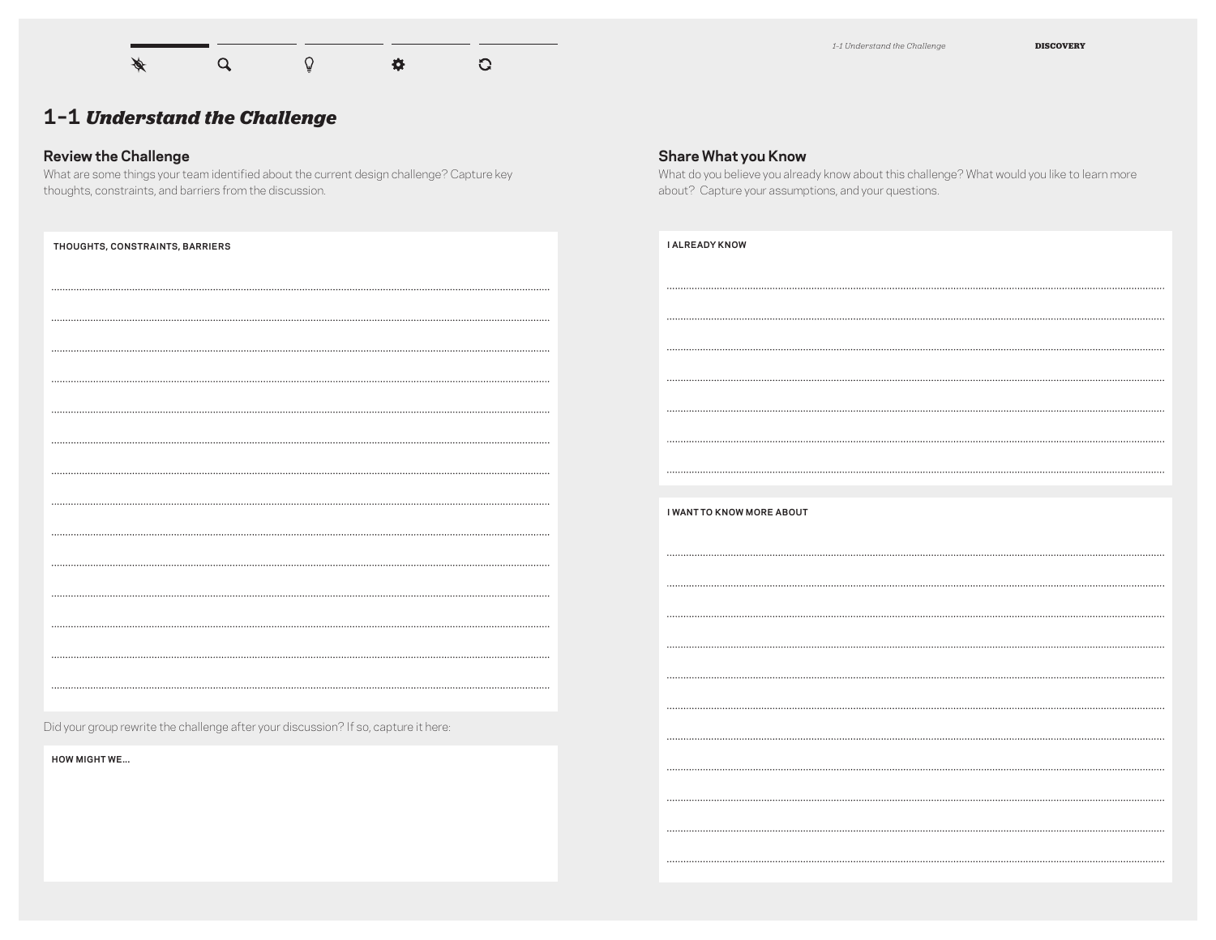# 1-1 *Understand the Challenge*

## Review the Challenge

What are some things your team identified about the current design challenge? Capture key thoughts, constraints, and barriers from the discussion.

**THOUGHTS, CONSTRAINTS, BARRIERS**

Did your group rewrite the challenge after your discussion? If so, capture it here:

**HOW MIGHT WE...**

## Share What you Know

What do you believe you already know about this challenge? What would you like to learn more about? Capture your assumptions, and your questions.

**I ALREADY KNOW**

**I WANT TO KNOW MORE ABOUT**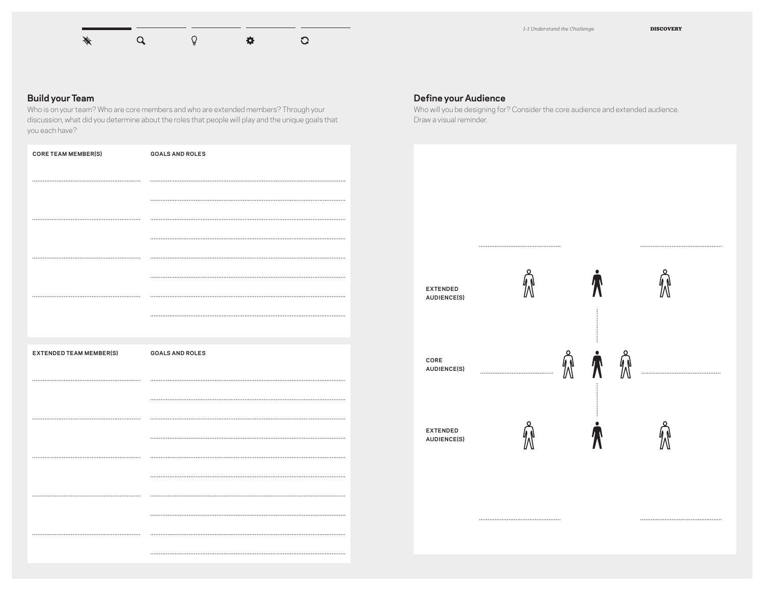## Build your Team

Who is on your team? Who are core members and who are extended members? Through your discussion, what did you determine about the roles that people will play and the unique goals that you each have?

| CORE TEAM MEMBER(S) | GOALS AND ROLES |
| --- | --- |
| | |
| | |
| | |
| | |

| EXTENDED TEAM MEMBER(S) | GOALS AND ROLES |
| --- | --- |
| | |
| | |
| | |
| | |
| | |

## Define your Audience

Who will you be designing for? Consider the core audience and extended audience. Draw a visual reminder.

EXTENDED AUDIENCE(S)

CORE AUDIENCE(S)

EXTENDED AUDIENCE(S)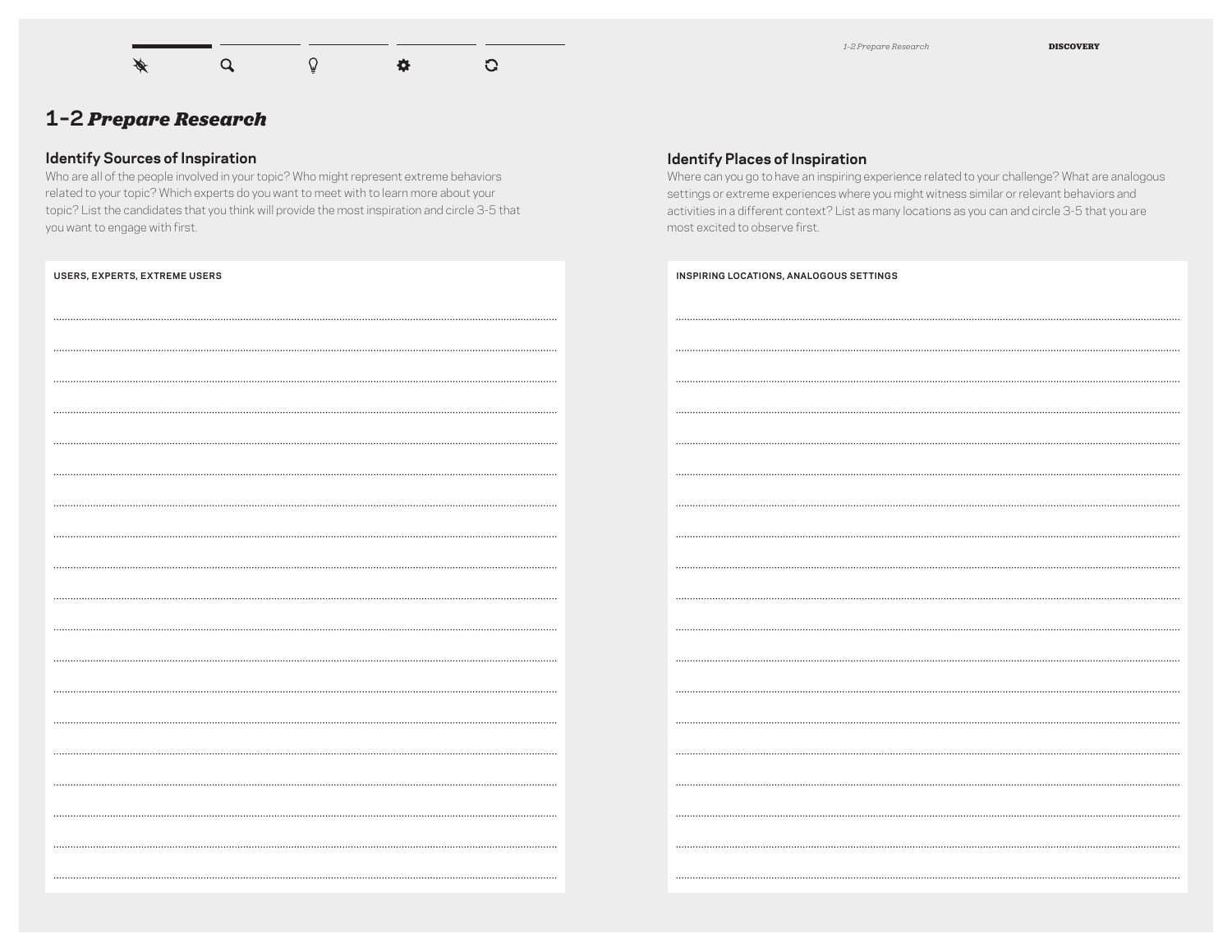# 1-2 *Prepare Research*

## Identify Sources of Inspiration

Who are all of the people involved in your topic? Who might represent extreme behaviors related to your topic? Which experts do you want to meet with to learn more about your topic? List the candidates that you think will provide the most inspiration and circle 3-5 that you want to engage with first.

**USERS, EXPERTS, EXTREME USERS**

## Identify Places of Inspiration

Where can you go to have an inspiring experience related to your challenge? What are analogous settings or extreme experiences where you might witness similar or relevant behaviors and activities in a different context? List as many locations as you can and circle 3-5 that you are most excited to observe first.

**INSPIRING LOCATIONS, ANALOGOUS SETTINGS**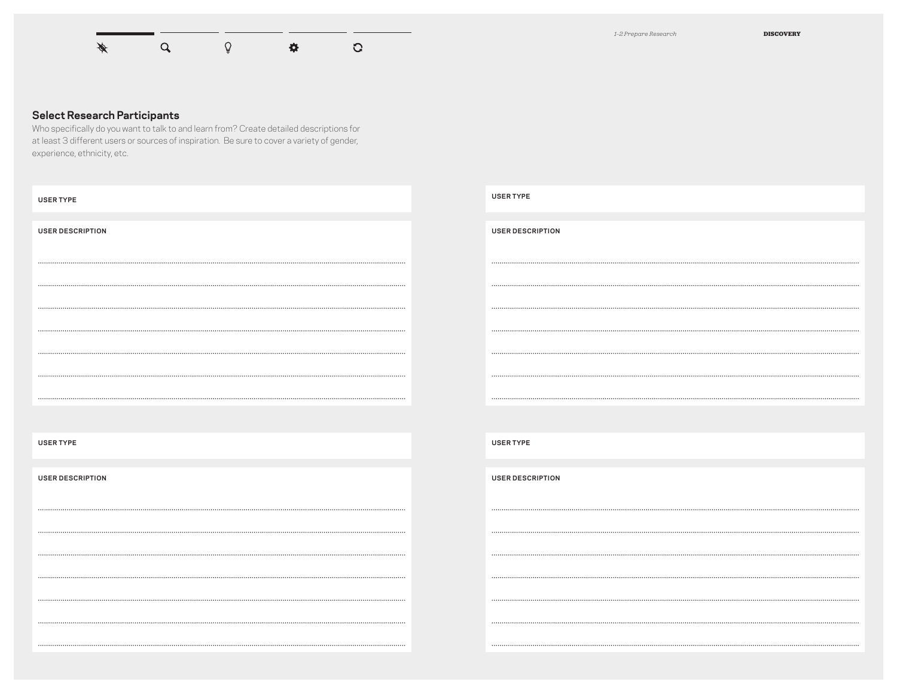## Select Research Participants

Who specifically do you want to talk to and learn from? Create detailed descriptions for at least 3 different users or sources of inspiration. Be sure to cover a variety of gender, experience, ethnicity, etc.

**USER TYPE**

**USER DESCRIPTION**

**USER TYPE**

**USER DESCRIPTION**

**USER TYPE**

**USER DESCRIPTION**

**USER TYPE**

**USER DESCRIPTION**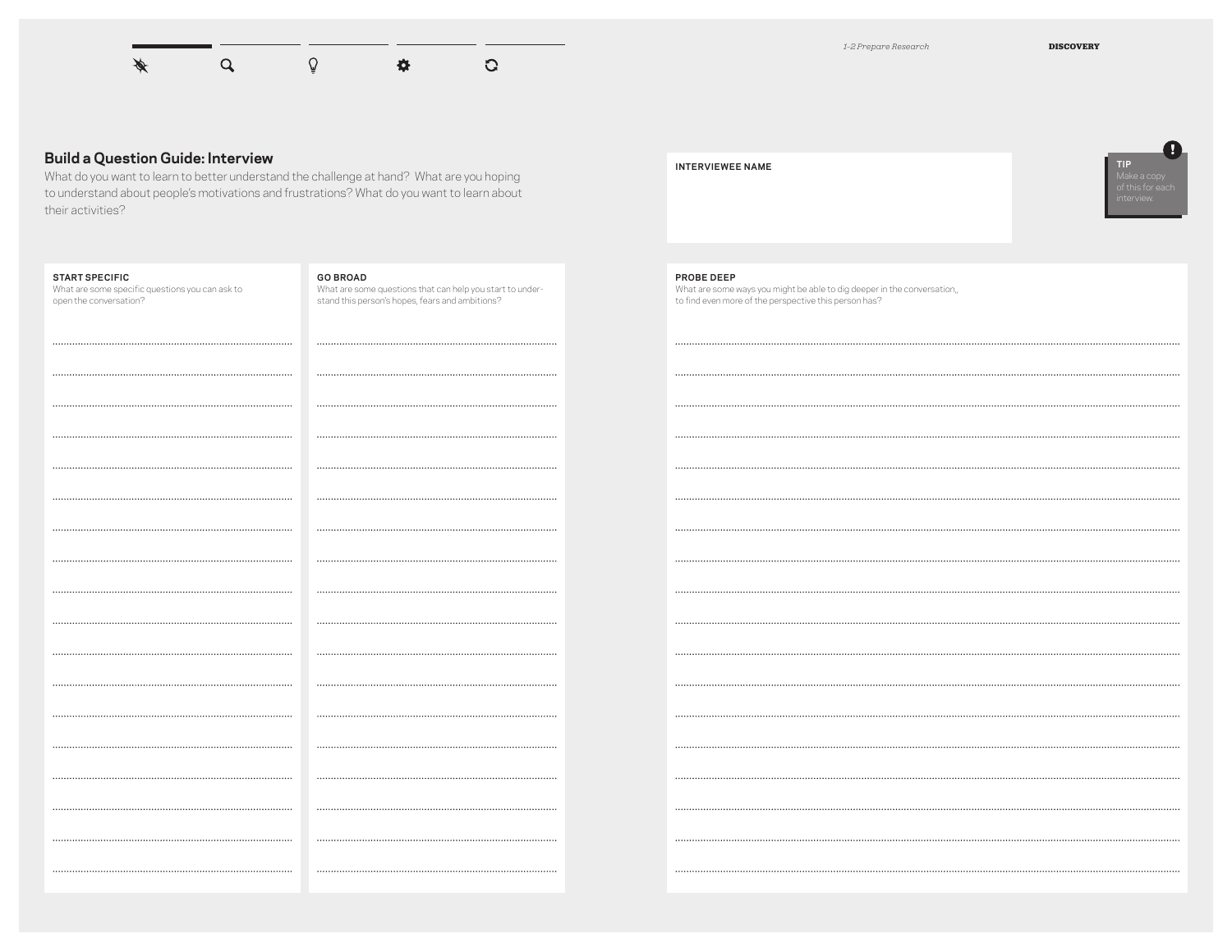## Build a Question Guide: Interview

What do you want to learn to better understand the challenge at hand? What are you hoping to understand about people's motivations and frustrations? What do you want to learn about their activities?

**INTERVIEWEE NAME**

**TIP**
Make a copy of this for each interview.

**START SPECIFIC**
What are some specific questions you can ask to open the conversation?

**GO BROAD**
What are some questions that can help you start to understand this person's hopes, fears and ambitions?

**PROBE DEEP**
What are some ways you might be able to dig deeper in the conversation,, to find even more of the perspective this person has?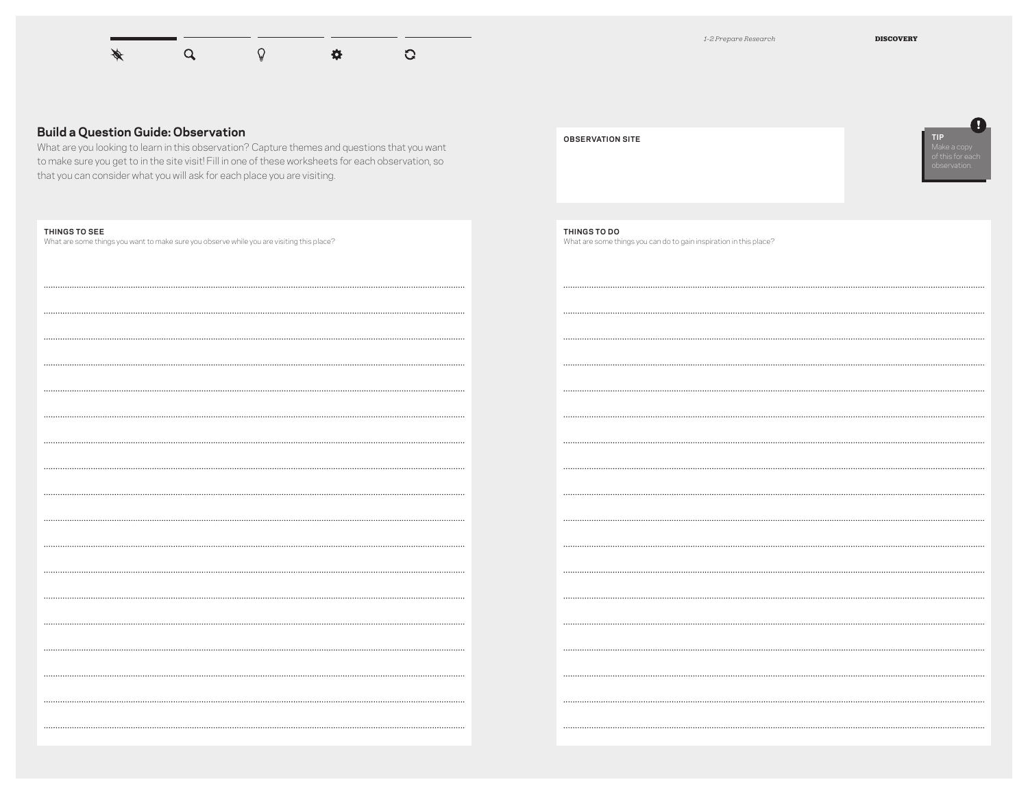## Build a Question Guide: Observation

What are you looking to learn in this observation? Capture themes and questions that you want to make sure you get to in the site visit! Fill in one of these worksheets for each observation, so that you can consider what you will ask for each place you are visiting.

**OBSERVATION SITE**

**TIP**
Make a copy of this for each observation.

**THINGS TO SEE**
What are some things you want to make sure you observe while you are visiting this place?

**THINGS TO DO**
What are some things you can do to gain inspiration in this place?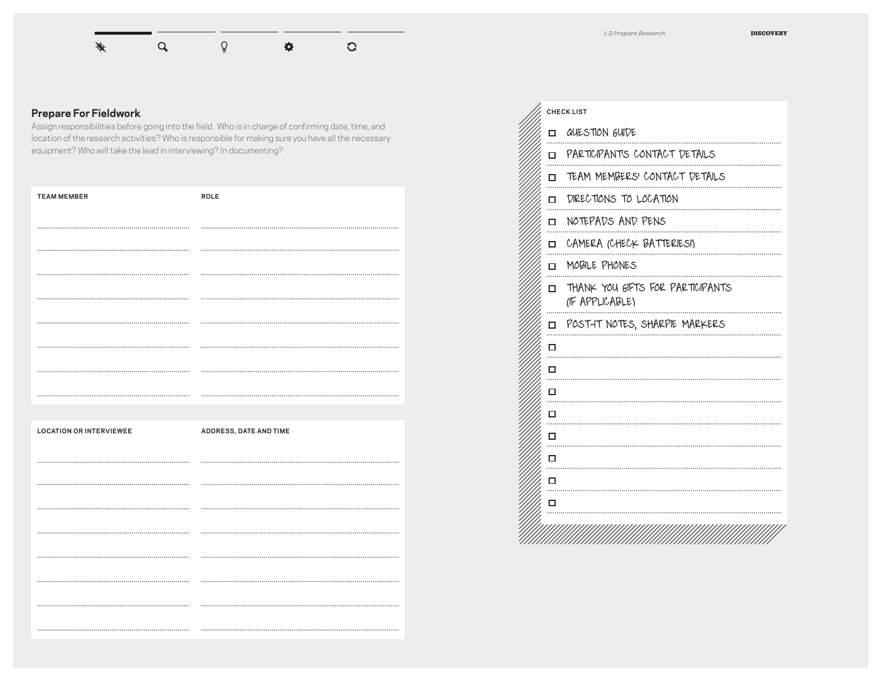## Prepare For Fieldwork

Assign responsibilities before going into the field. Who is in charge of confirming date, time, and location of the research activities? Who is responsible for making sure you have all the necessary equipment? Who will take the lead in interviewing? In documenting?

| TEAM MEMBER | ROLE |
| --- | --- |
| | |
| | |
| | |
| | |
| | |
| | |
| | |
| | |

| LOCATION OR INTERVIEWEE | ADDRESS, DATE AND TIME |
| --- | --- |
| | |
| | |
| | |
| | |
| | |
| | |
| | |
| | |

**CHECK LIST**

- [ ] QUESTION GUIDE
- [ ] PARTICIPANTS CONTACT DETAILS
- [ ] TEAM MEMBERS' CONTACT DETAILS
- [ ] DIRECTIONS TO LOCATION
- [ ] NOTEPADS AND PENS
- [ ] CAMERA (CHECK BATTERIES!)
- [ ] MOBILE PHONES
- [ ] THANK YOU GIFTS FOR PARTICIPANTS (IF APPLICABLE)
- [ ] POST-IT NOTES, SHARPIE MARKERS
- [ ] 
- [ ] 
- [ ] 
- [ ] 
- [ ] 
- [ ] 
- [ ] 
- [ ]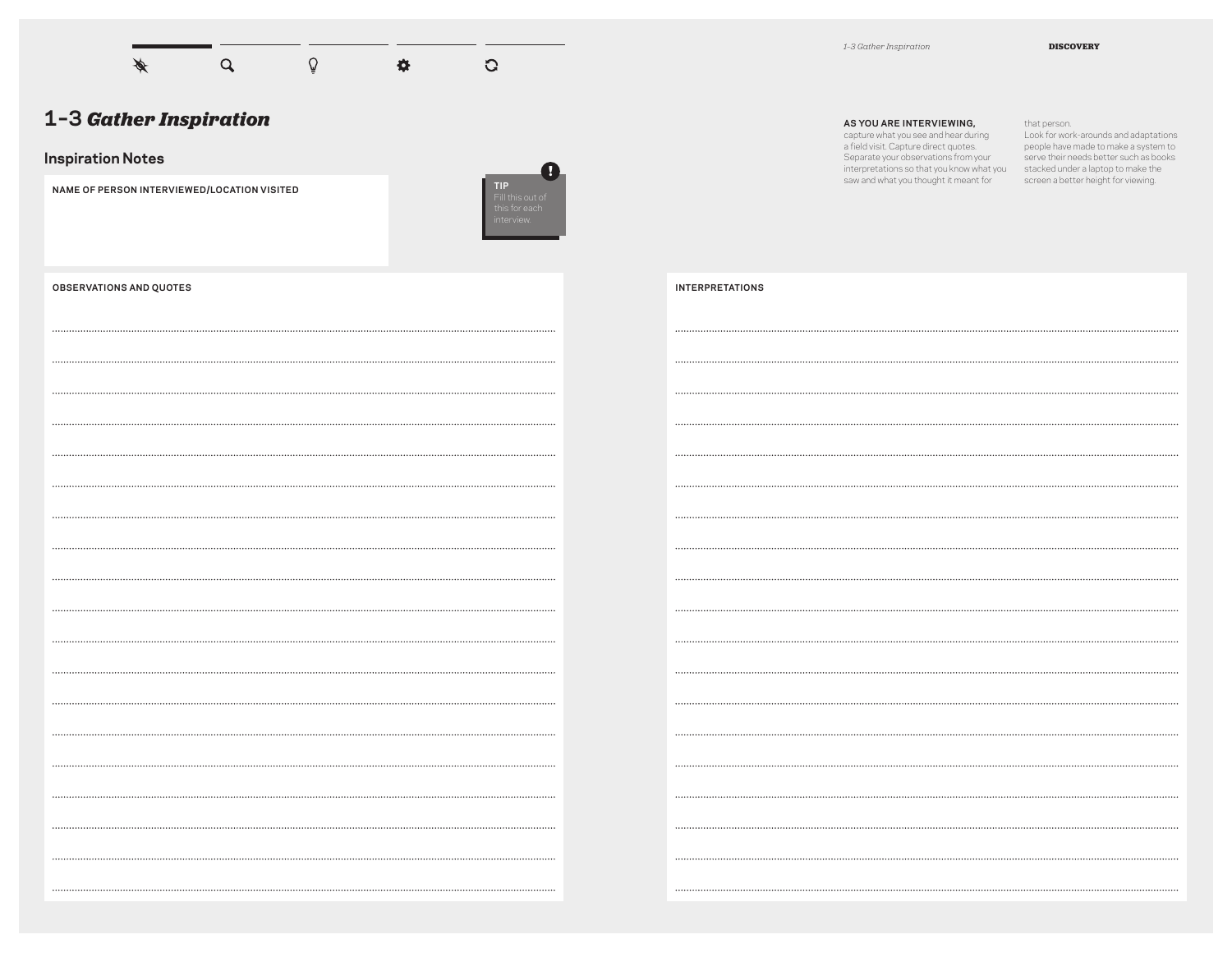# 1-3 *Gather Inspiration*

## Inspiration Notes

**NAME OF PERSON INTERVIEWED/LOCATION VISITED**

**TIP**
Fill this out of this for each interview.

**OBSERVATIONS AND QUOTES**

**INTERPRETATIONS**

**AS YOU ARE INTERVIEWING,** capture what you see and hear during a field visit. Capture direct quotes. Separate your observations from your interpretations so that you know what you saw and what you thought it meant for that person.

Look for work-arounds and adaptations people have made to make a system to serve their needs better such as books stacked under a laptop to make the screen a better height for viewing.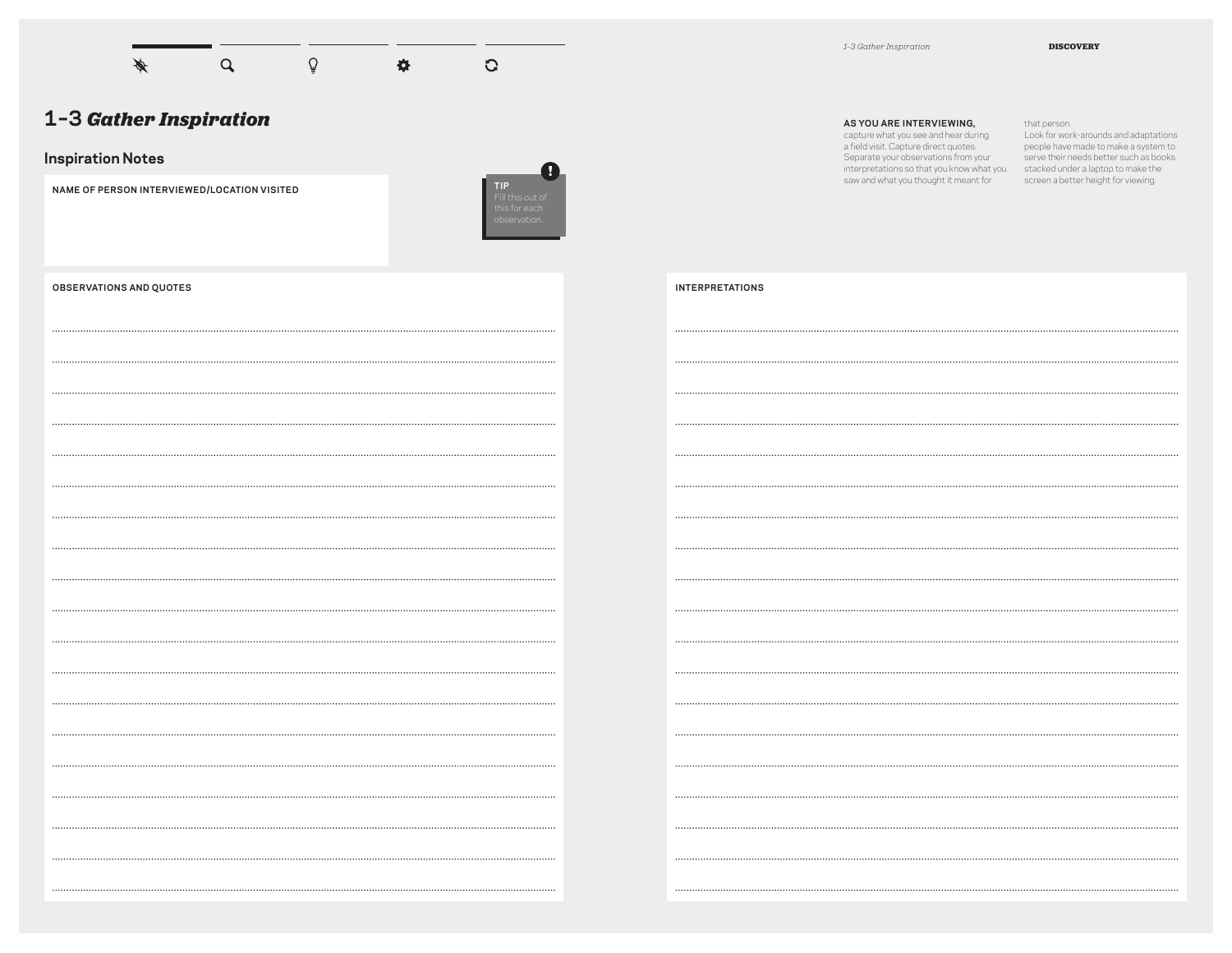# 1-3 *Gather Inspiration*

## Inspiration Notes

**NAME OF PERSON INTERVIEWED/LOCATION VISITED**

**TIP**
Fill this out of this for each observation.

**AS YOU ARE INTERVIEWING,** capture what you see and hear during a field visit. Capture direct quotes. Separate your observations from your interpretations so that you know what you saw and what you thought it meant for that person.

Look for work-arounds and adaptations people have made to make a system to serve their needs better such as books stacked under a laptop to make the screen a better height for viewing.

**OBSERVATIONS AND QUOTES**

**INTERPRETATIONS**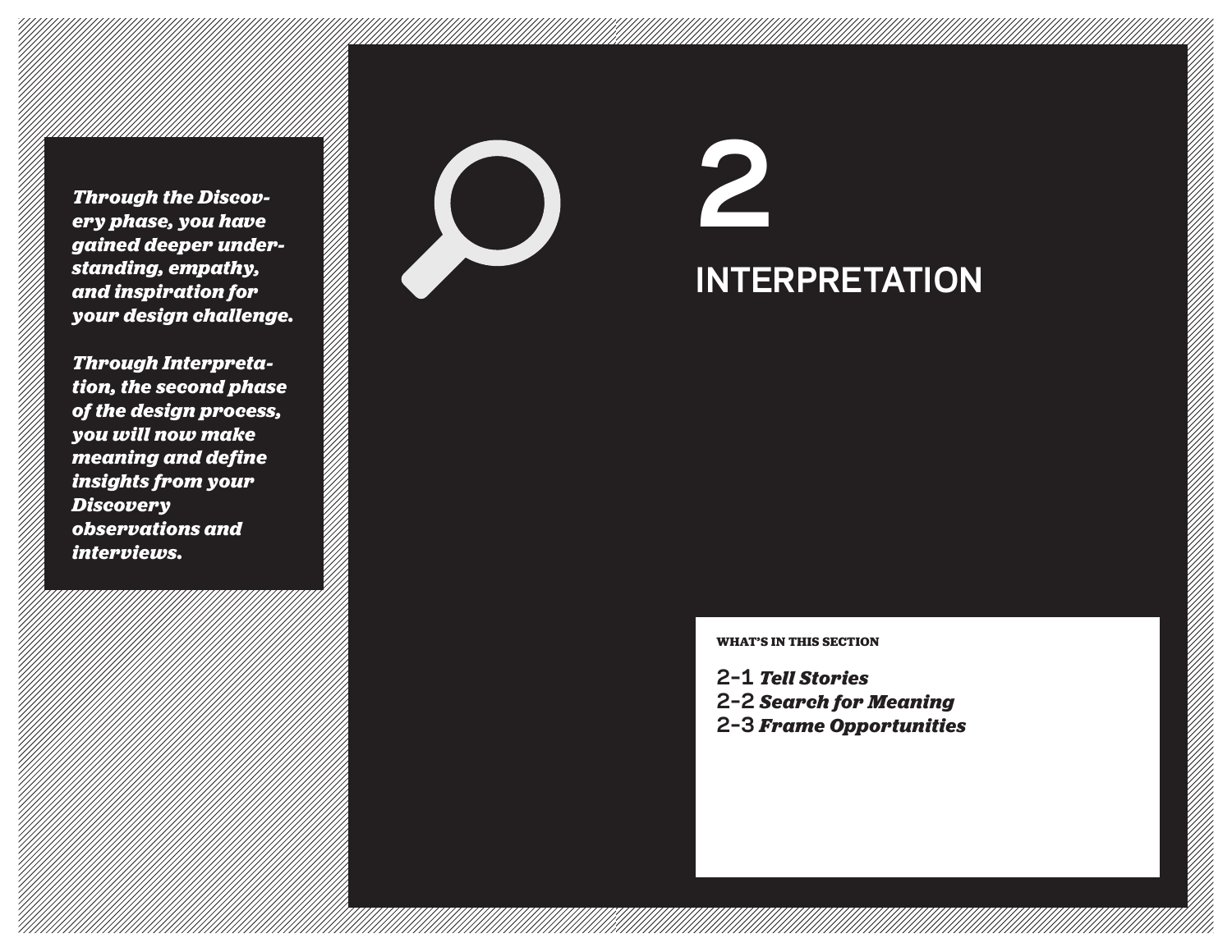*Through the Discovery phase, you have gained deeper understanding, empathy, and inspiration for your design challenge.*

*Through Interpretation, the second phase of the design process, you will now make meaning and define insights from your Discovery observations and interviews.*

# 2

# INTERPRETATION

**WHAT'S IN THIS SECTION**

2-1 ***Tell Stories***
2-2 ***Search for Meaning***
2-3 ***Frame Opportunities***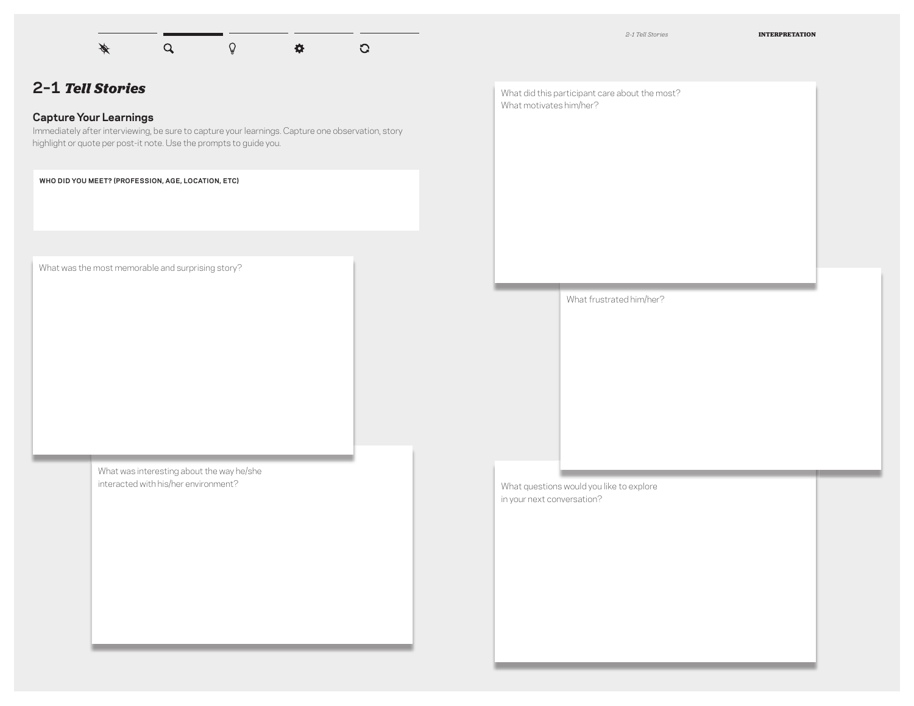## 2-1 *Tell Stories*

### Capture Your Learnings

Immediately after interviewing, be sure to capture your learnings. Capture one observation, story highlight or quote per post-it note. Use the prompts to guide you.

**WHO DID YOU MEET? (PROFESSION, AGE, LOCATION, ETC)**

What was the most memorable and surprising story?

What was interesting about the way he/she interacted with his/her environment?

What did this participant care about the most? What motivates him/her?

What frustrated him/her?

What questions would you like to explore in your next conversation?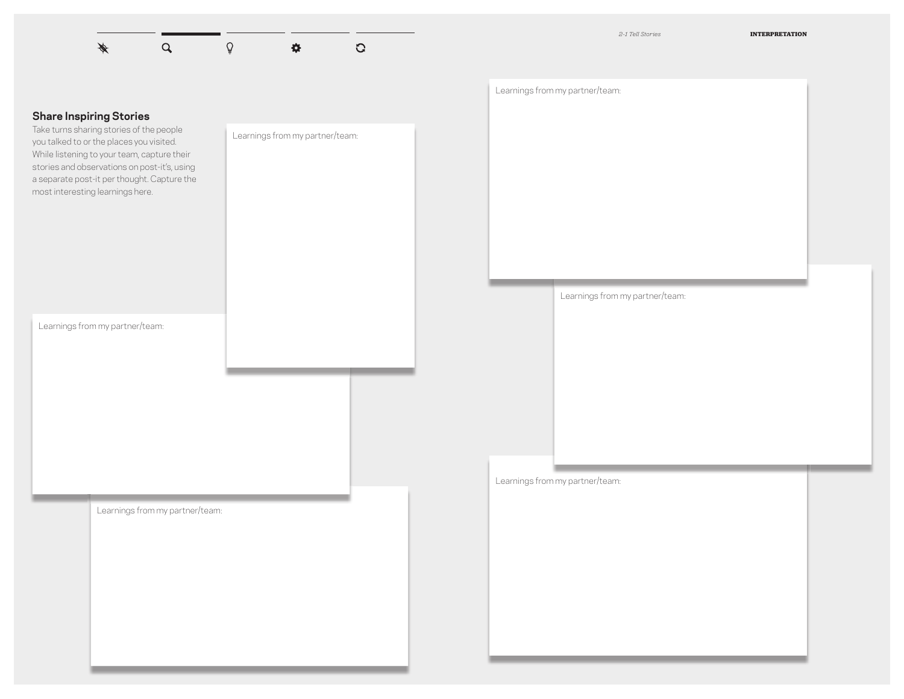## Share Inspiring Stories

Take turns sharing stories of the people you talked to or the places you visited. While listening to your team, capture their stories and observations on post-it's, using a separate post-it per thought. Capture the most interesting learnings here.

Learnings from my partner/team:

Learnings from my partner/team:

Learnings from my partner/team:

Learnings from my partner/team:

Learnings from my partner/team:

Learnings from my partner/team: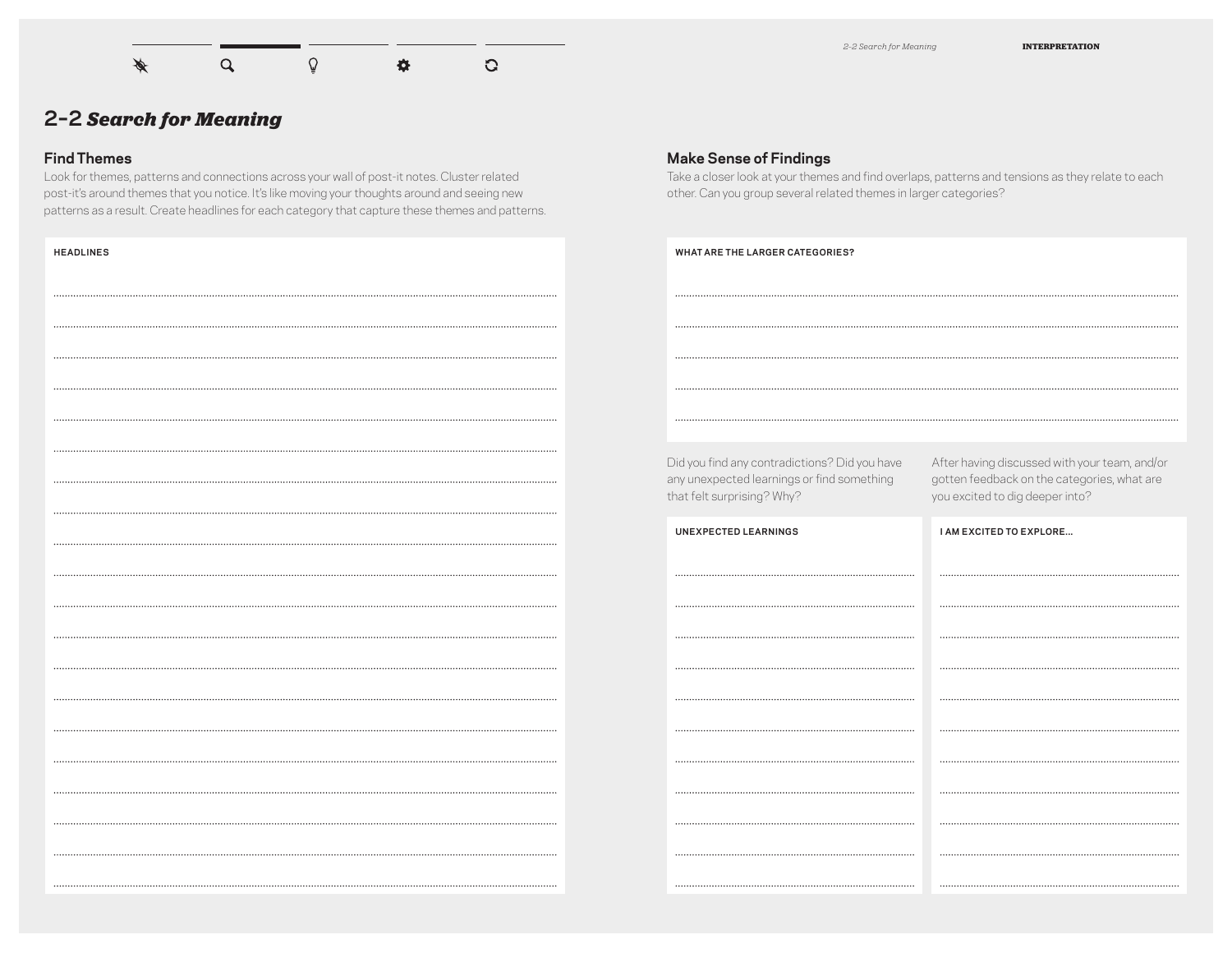# 2-2 *Search for Meaning*

## Find Themes

Look for themes, patterns and connections across your wall of post-it notes. Cluster related post-it's around themes that you notice. It's like moving your thoughts around and seeing new patterns as a result. Create headlines for each category that capture these themes and patterns.

HEADLINES

## Make Sense of Findings

Take a closer look at your themes and find overlaps, patterns and tensions as they relate to each other. Can you group several related themes in larger categories?

WHAT ARE THE LARGER CATEGORIES?

Did you find any contradictions? Did you have any unexpected learnings or find something that felt surprising? Why?

UNEXPECTED LEARNINGS

After having discussed with your team, and/or gotten feedback on the categories, what are you excited to dig deeper into?

I AM EXCITED TO EXPLORE...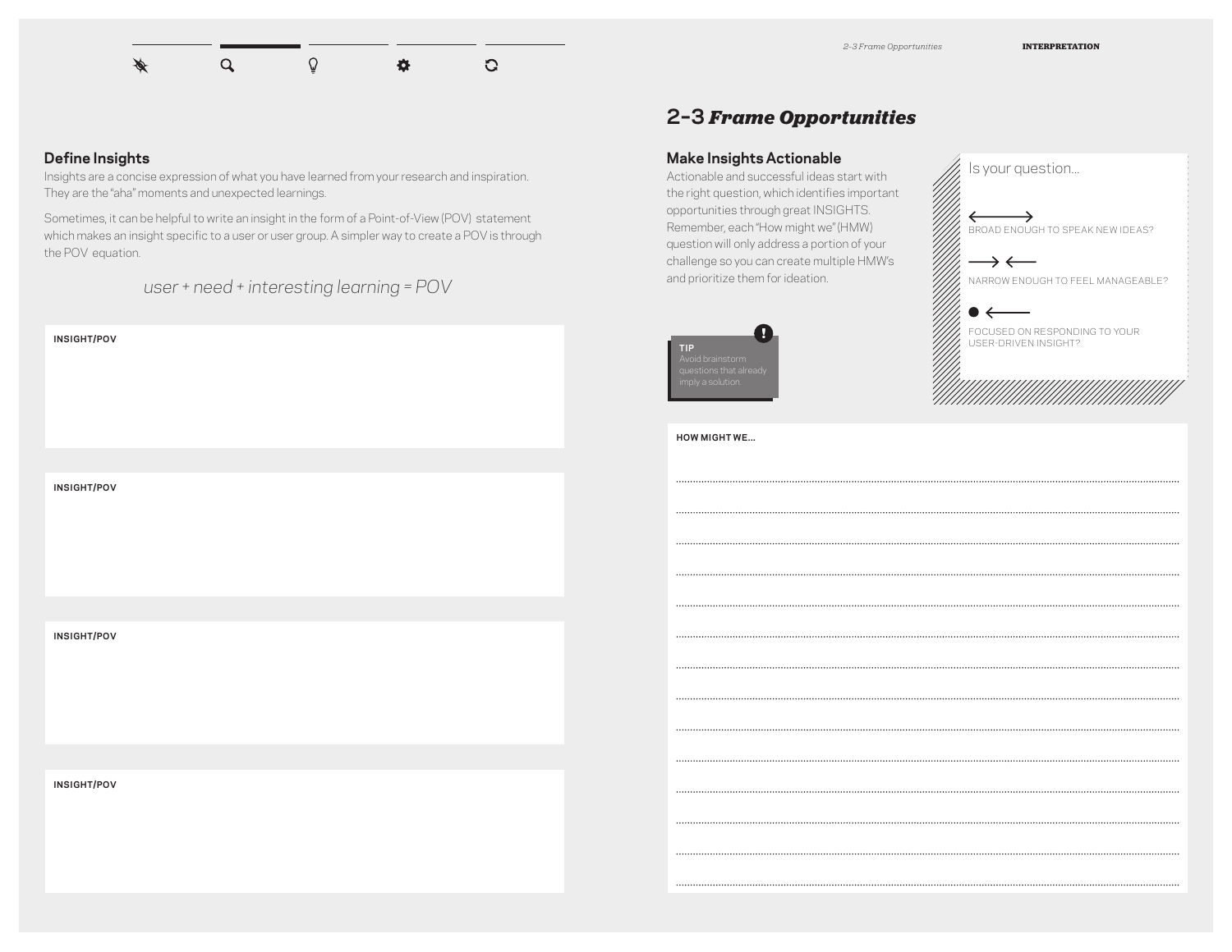## Define Insights

Insights are a concise expression of what you have learned from your research and inspiration. They are the "aha" moments and unexpected learnings.

Sometimes, it can be helpful to write an insight in the form of a Point-of-View (POV) statement which makes an insight specific to a user or user group. A simpler way to create a POV is through the POV equation.

*user + need + interesting learning = POV*

**INSIGHT/POV**

**INSIGHT/POV**

**INSIGHT/POV**

**INSIGHT/POV**

# 2-3 *Frame Opportunities*

## Make Insights Actionable

Actionable and successful ideas start with the right question, which identifies important opportunities through great INSIGHTS. Remember, each "How might we" (HMW) question will only address a portion of your challenge so you can create multiple HMW's and prioritize them for ideation.

**TIP**
Avoid brainstorm questions that already imply a solution.

Is your question...

- BROAD ENOUGH TO SPEAK NEW IDEAS?
- NARROW ENOUGH TO FEEL MANAGEABLE?
- FOCUSED ON RESPONDING TO YOUR USER-DRIVEN INSIGHT?

**HOW MIGHT WE...**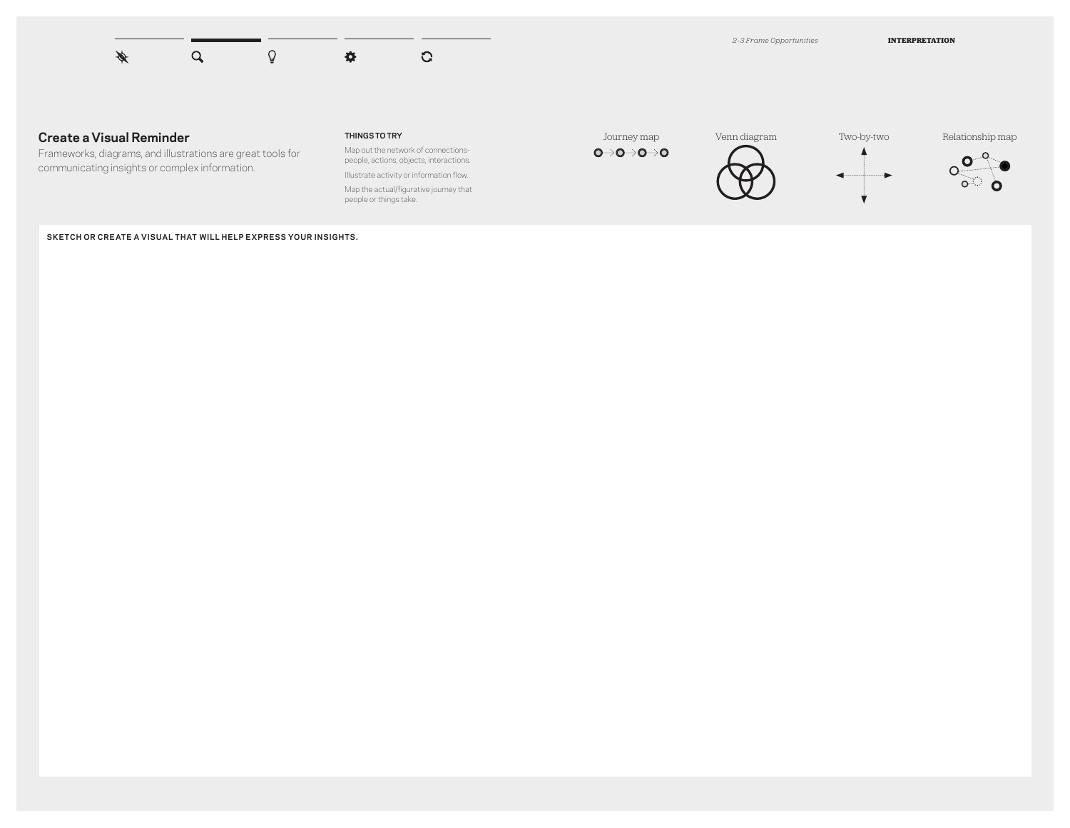## Create a Visual Reminder

Frameworks, diagrams, and illustrations are great tools for communicating insights or complex information.

**THINGS TO TRY**

Map out the network of connections- people, actions, objects, interactions.

Illustrate activity or information flow.

Map the actual/figurative journey that people or things take.

Journey map

Venn diagram

Two-by-two

Relationship map

**SKETCH OR CREATE A VISUAL THAT WILL HELP EXPRESS YOUR INSIGHTS.**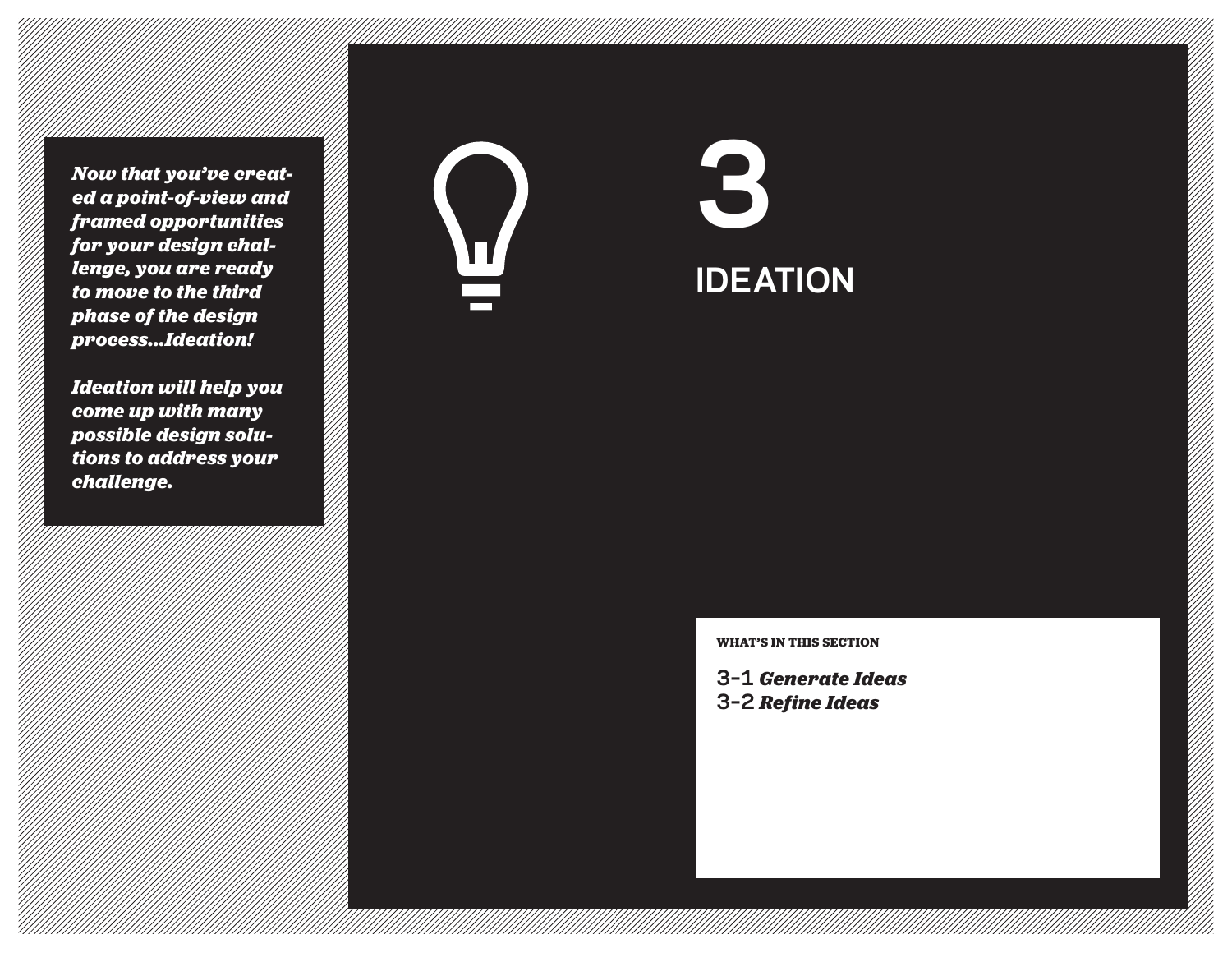*Now that you've created a point-of-view and framed opportunities for your design challenge, you are ready to move to the third phase of the design process...Ideation!*

*Ideation will help you come up with many possible design solutions to address your challenge.*

# 3

# IDEATION

**WHAT'S IN THIS SECTION**

3-1 ***Generate Ideas***
3-2 ***Refine Ideas***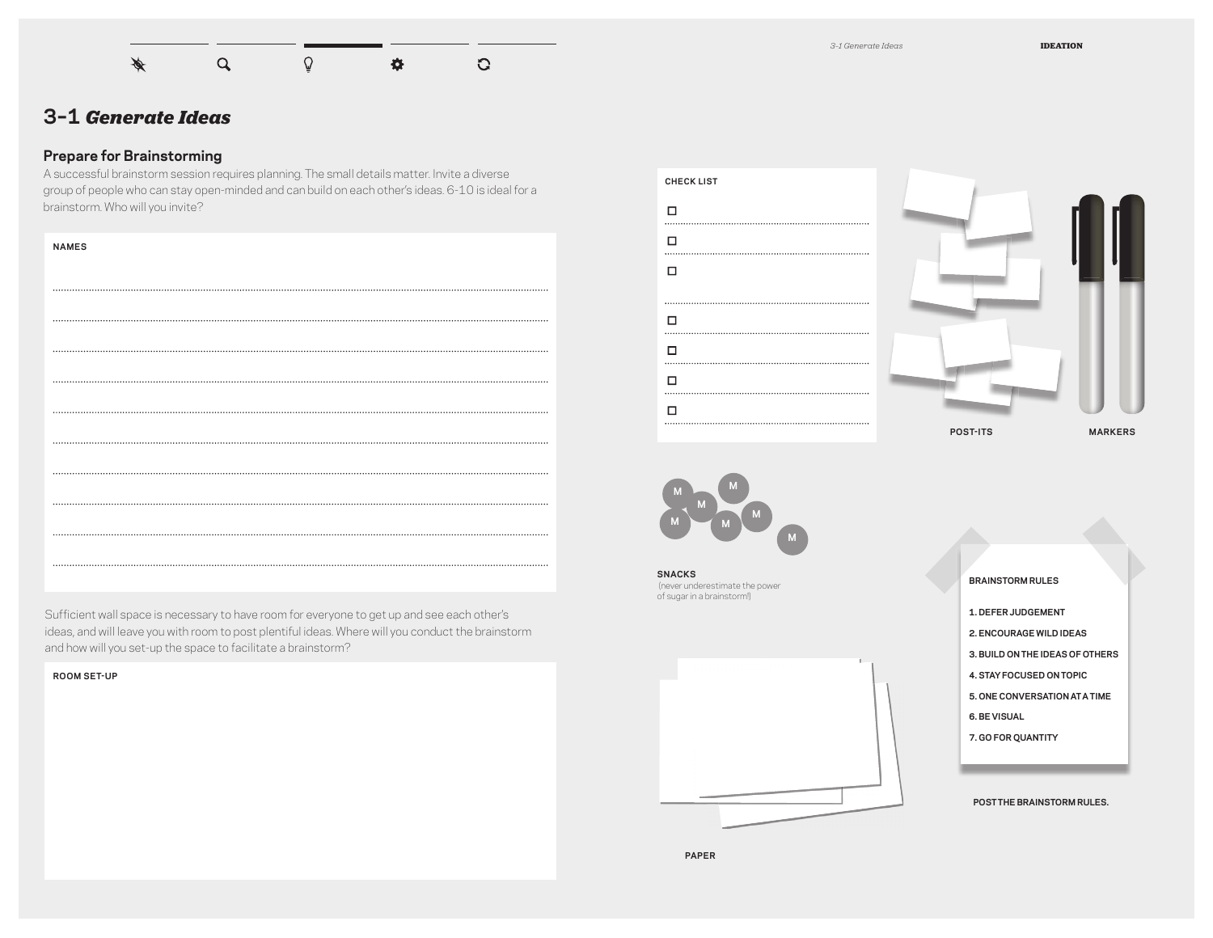# 3-1 *Generate Ideas*

## Prepare for Brainstorming

A successful brainstorm session requires planning. The small details matter. Invite a diverse group of people who can stay open-minded and can build on each other's ideas. 6-10 is ideal for a brainstorm. Who will you invite?

**NAMES**

..............................................................................................

..............................................................................................

..............................................................................................

..............................................................................................

..............................................................................................

..............................................................................................

..............................................................................................

..............................................................................................

..............................................................................................

..............................................................................................

Sufficient wall space is necessary to have room for everyone to get up and see each other's ideas, and will leave you with room to post plentiful ideas. Where will you conduct the brainstorm and how will you set-up the space to facilitate a brainstorm?

**ROOM SET-UP**

**CHECK LIST**

- [ ] ..............................
- [ ] ..............................
- [ ] ..............................
- [ ] ..............................
- [ ] ..............................
- [ ] ..............................
- [ ] ..............................

POST-ITS

MARKERS

SNACKS
(never underestimate the power of sugar in a brainstorm!)

PAPER

**BRAINSTORM RULES**

1. DEFER JUDGEMENT
2. ENCOURAGE WILD IDEAS
3. BUILD ON THE IDEAS OF OTHERS
4. STAY FOCUSED ON TOPIC
5. ONE CONVERSATION AT A TIME
6. BE VISUAL
7. GO FOR QUANTITY

POST THE BRAINSTORM RULES.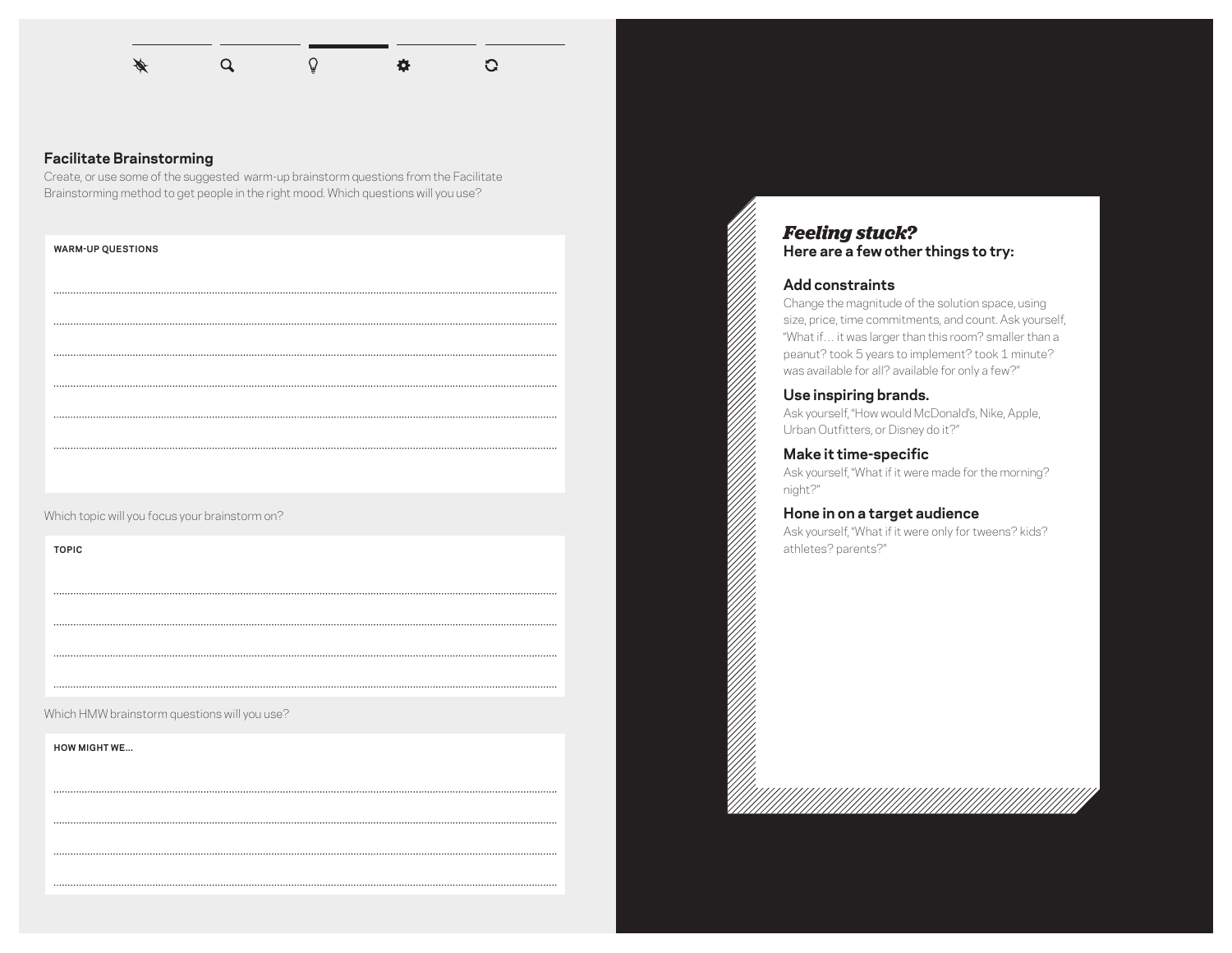## Facilitate Brainstorming

Create, or use some of the suggested warm-up brainstorm questions from the Facilitate Brainstorming method to get people in the right mood. Which questions will you use?

**WARM-UP QUESTIONS**

..............................................................................................................

..............................................................................................................

..............................................................................................................

..............................................................................................................

..............................................................................................................

..............................................................................................................

Which topic will you focus your brainstorm on?

**TOPIC**

..............................................................................................................

..............................................................................................................

..............................................................................................................

..............................................................................................................

Which HMW brainstorm questions will you use?

**HOW MIGHT WE...**

..............................................................................................................

..............................................................................................................

..............................................................................................................

..............................................................................................................

### *Feeling stuck?*

**Here are a few other things to try:**

#### Add constraints

Change the magnitude of the solution space, using size, price, time commitments, and count. Ask yourself, "What if... it was larger than this room? smaller than a peanut? took 5 years to implement? took 1 minute? was available for all? available for only a few?"

#### Use inspiring brands.

Ask yourself, "How would McDonald's, Nike, Apple, Urban Outfitters, or Disney do it?"

#### Make it time-specific

Ask yourself, "What if it were made for the morning? night?"

#### Hone in on a target audience

Ask yourself, "What if it were only for tweens? kids? athletes? parents?"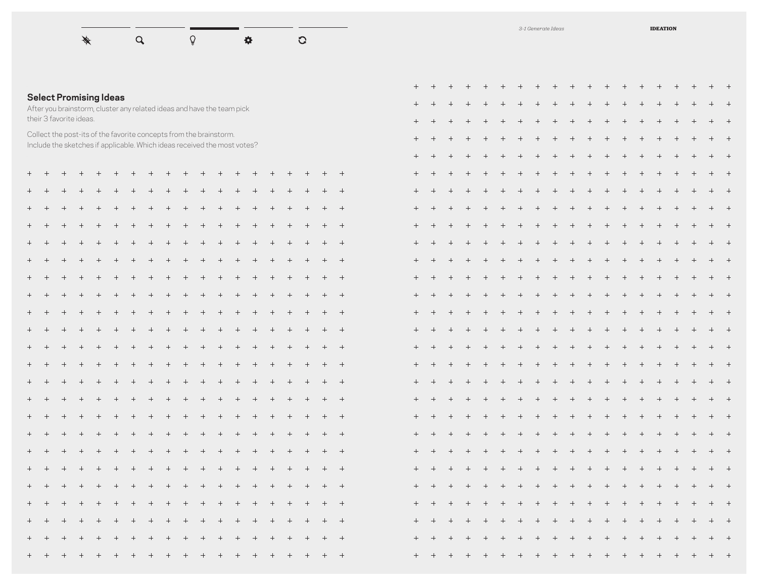## Select Promising Ideas

After you brainstorm, cluster any related ideas and have the team pick their 3 favorite ideas.

Collect the post-its of the favorite concepts from the brainstorm. Include the sketches if applicable. Which ideas received the most votes?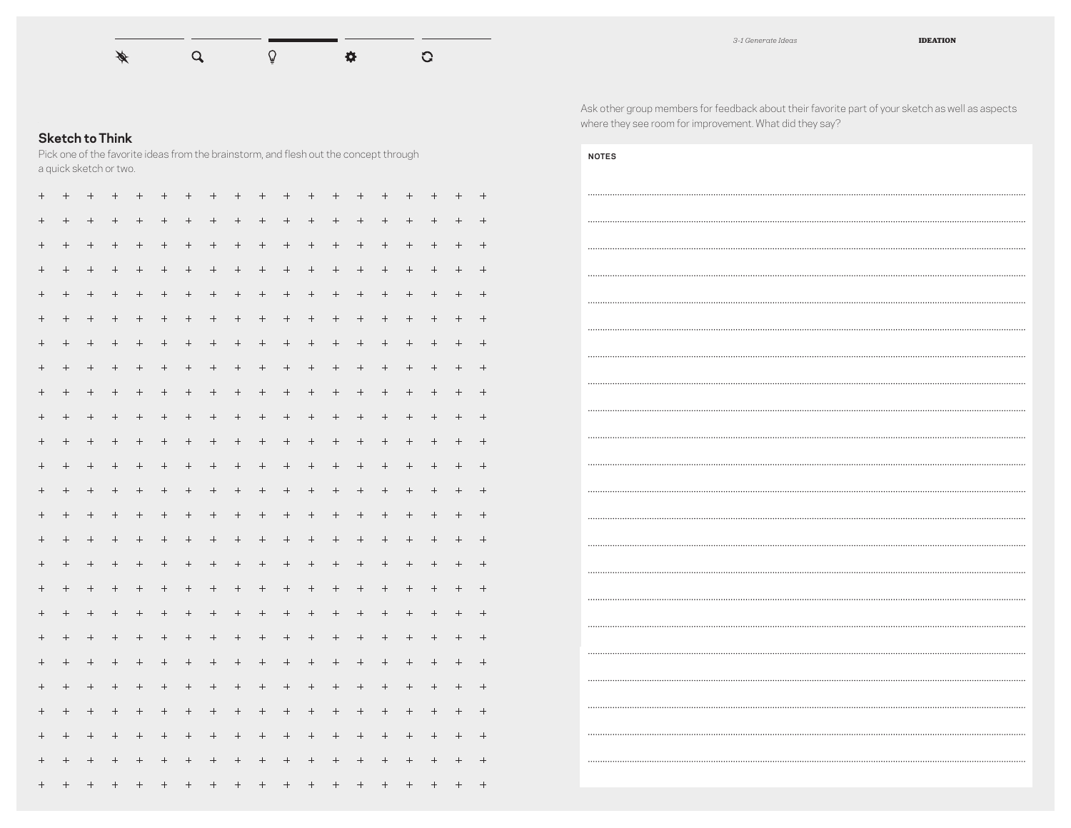## Sketch to Think

Pick one of the favorite ideas from the brainstorm, and flesh out the concept through a quick sketch or two.

Ask other group members for feedback about their favorite part of your sketch as well as aspects where they see room for improvement. What did they say?

**NOTES**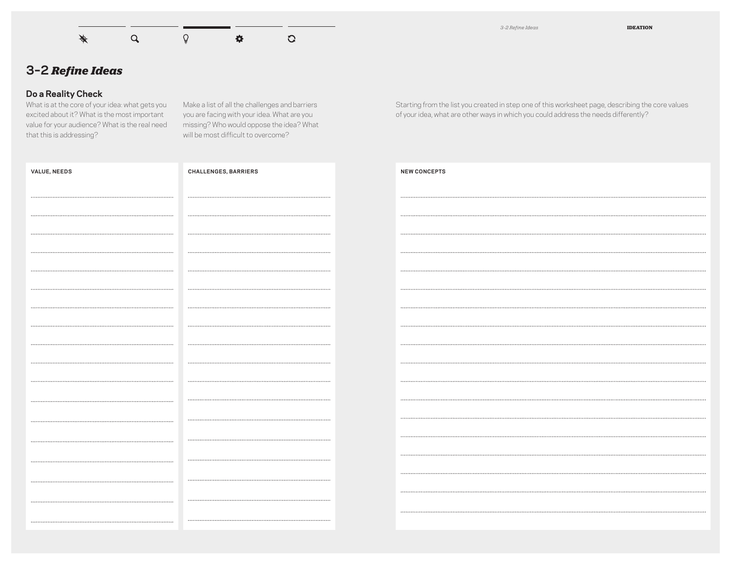# 3-2 *Refine Ideas*

## Do a Reality Check

What is at the core of your idea: what gets you excited about it? What is the most important value for your audience? What is the real need that this is addressing?

Make a list of all the challenges and barriers you are facing with your idea. What are you missing? Who would oppose the idea? What will be most difficult to overcome?

Starting from the list you created in step one of this worksheet page, describing the core values of your idea, what are other ways in which you could address the needs differently?

**VALUE, NEEDS**

**CHALLENGES, BARRIERS**

**NEW CONCEPTS**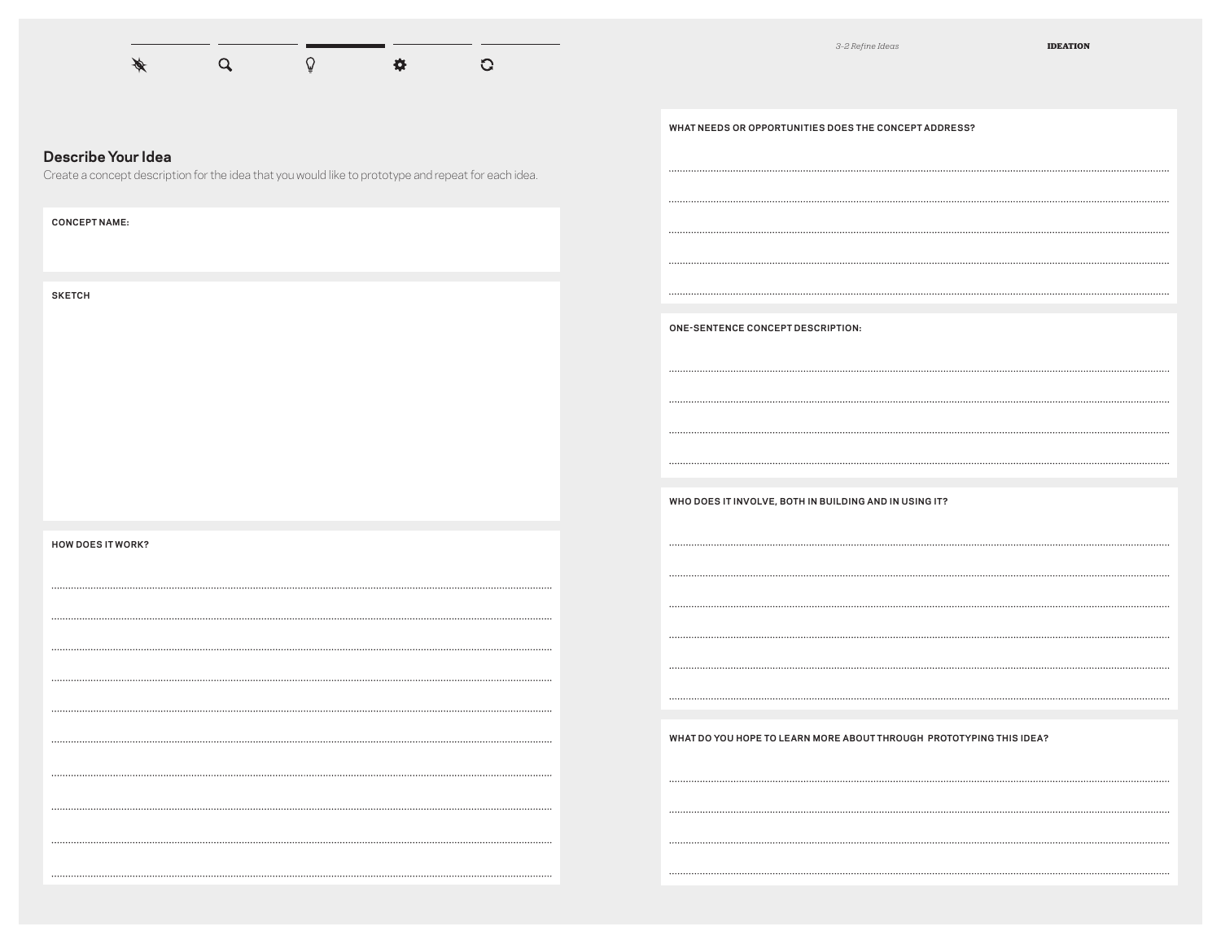## Describe Your Idea

Create a concept description for the idea that you would like to prototype and repeat for each idea.

**CONCEPT NAME:**

**SKETCH**

**HOW DOES IT WORK?**

**WHAT NEEDS OR OPPORTUNITIES DOES THE CONCEPT ADDRESS?**

**ONE-SENTENCE CONCEPT DESCRIPTION:**

**WHO DOES IT INVOLVE, BOTH IN BUILDING AND IN USING IT?**

**WHAT DO YOU HOPE TO LEARN MORE ABOUT THROUGH PROTOTYPING THIS IDEA?**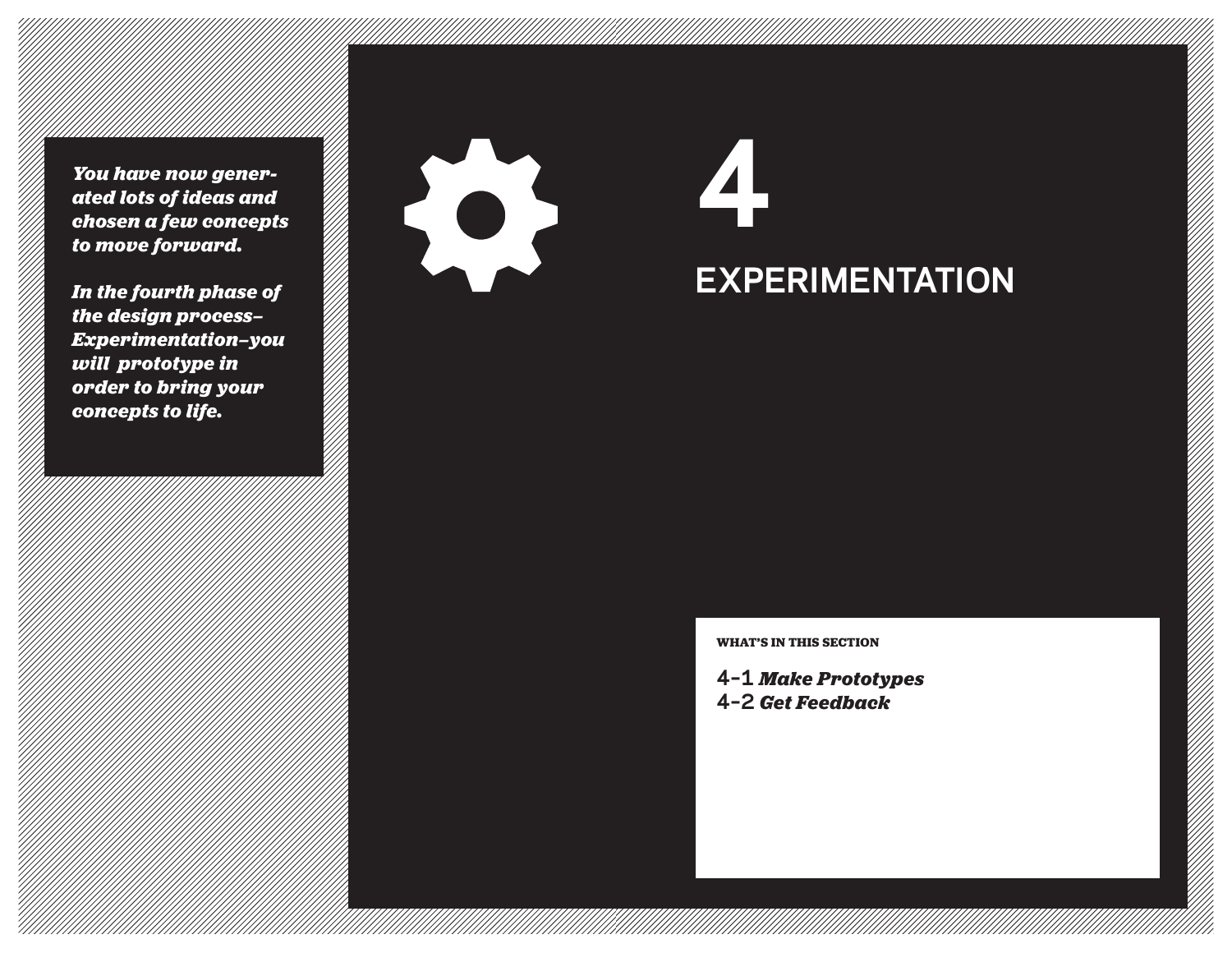*You have now generated lots of ideas and chosen a few concepts to move forward.*

*In the fourth phase of the design process–Experimentation–you will prototype in order to bring your concepts to life.*

# 4
# EXPERIMENTATION

**WHAT'S IN THIS SECTION**

4-1 ***Make Prototypes***
4-2 ***Get Feedback***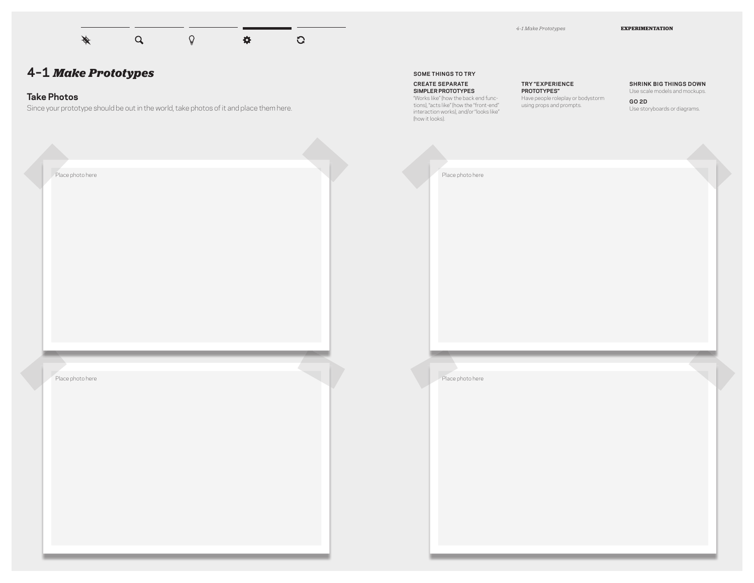# 4-1 *Make Prototypes*

## Take Photos

Since your prototype should be out in the world, take photos of it and place them here.

Place photo here

Place photo here

Place photo here

Place photo here

### SOME THINGS TO TRY

**CREATE SEPARATE SIMPLER PROTOTYPES**
"Works like" (how the back end functions), "acts like" (how the "front-end" interaction works), and/or "looks like" (how it looks).

**TRY "EXPERIENCE PROTOTYPES"**
Have people roleplay or bodystorm using props and prompts.

**SHRINK BIG THINGS DOWN**
Use scale models and mockups.

**GO 2D**
Use storyboards or diagrams.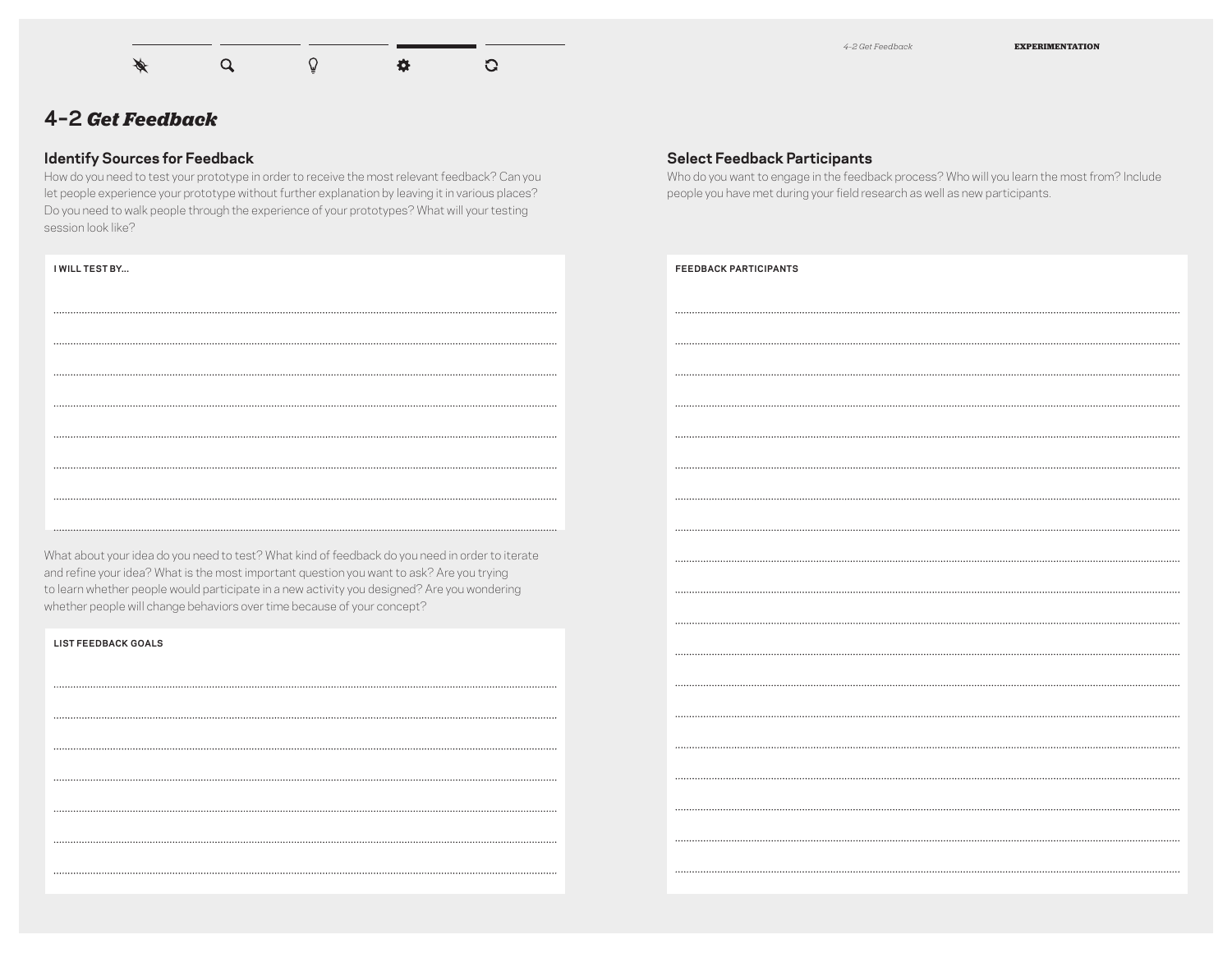# 4-2 *Get Feedback*

## Identify Sources for Feedback

How do you need to test your prototype in order to receive the most relevant feedback? Can you let people experience your prototype without further explanation by leaving it in various places? Do you need to walk people through the experience of your prototypes? What will your testing session look like?

**I WILL TEST BY...**

What about your idea do you need to test? What kind of feedback do you need in order to iterate and refine your idea? What is the most important question you want to ask? Are you trying to learn whether people would participate in a new activity you designed? Are you wondering whether people will change behaviors over time because of your concept?

**LIST FEEDBACK GOALS**

## Select Feedback Participants

Who do you want to engage in the feedback process? Who will you learn the most from? Include people you have met during your field research as well as new participants.

**FEEDBACK PARTICIPANTS**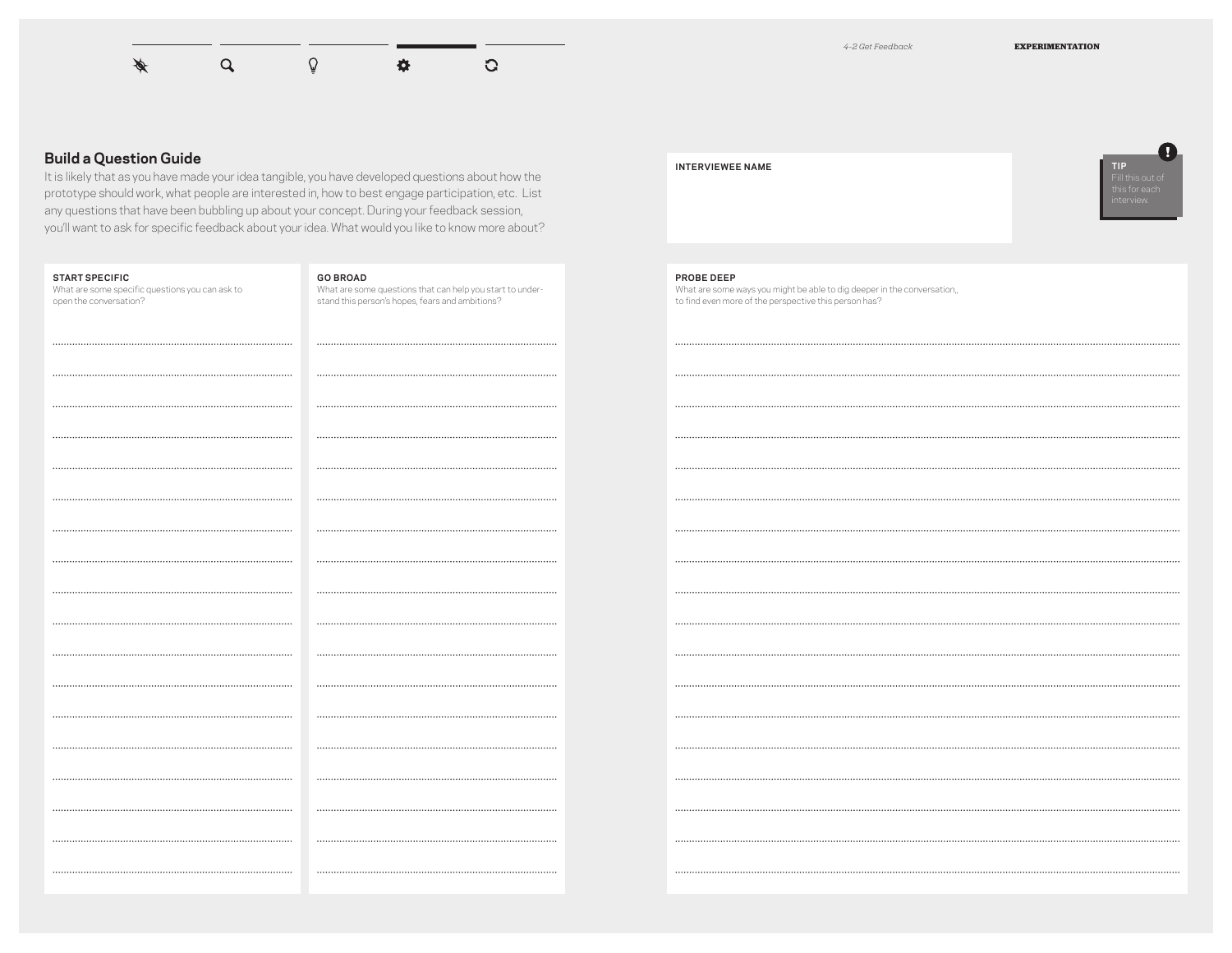## Build a Question Guide

It is likely that as you have made your idea tangible, you have developed questions about how the prototype should work, what people are interested in, how to best engage participation, etc. List any questions that have been bubbling up about your concept. During your feedback session, you'll want to ask for specific feedback about your idea. What would you like to know more about?

**START SPECIFIC**
What are some specific questions you can ask to open the conversation?

**GO BROAD**
What are some questions that can help you start to understand this person's hopes, fears and ambitions?

**INTERVIEWEE NAME**

**TIP**
Fill this out of this for each interview.

**PROBE DEEP**
What are some ways you might be able to dig deeper in the conversation,, to find even more of the perspective this person has?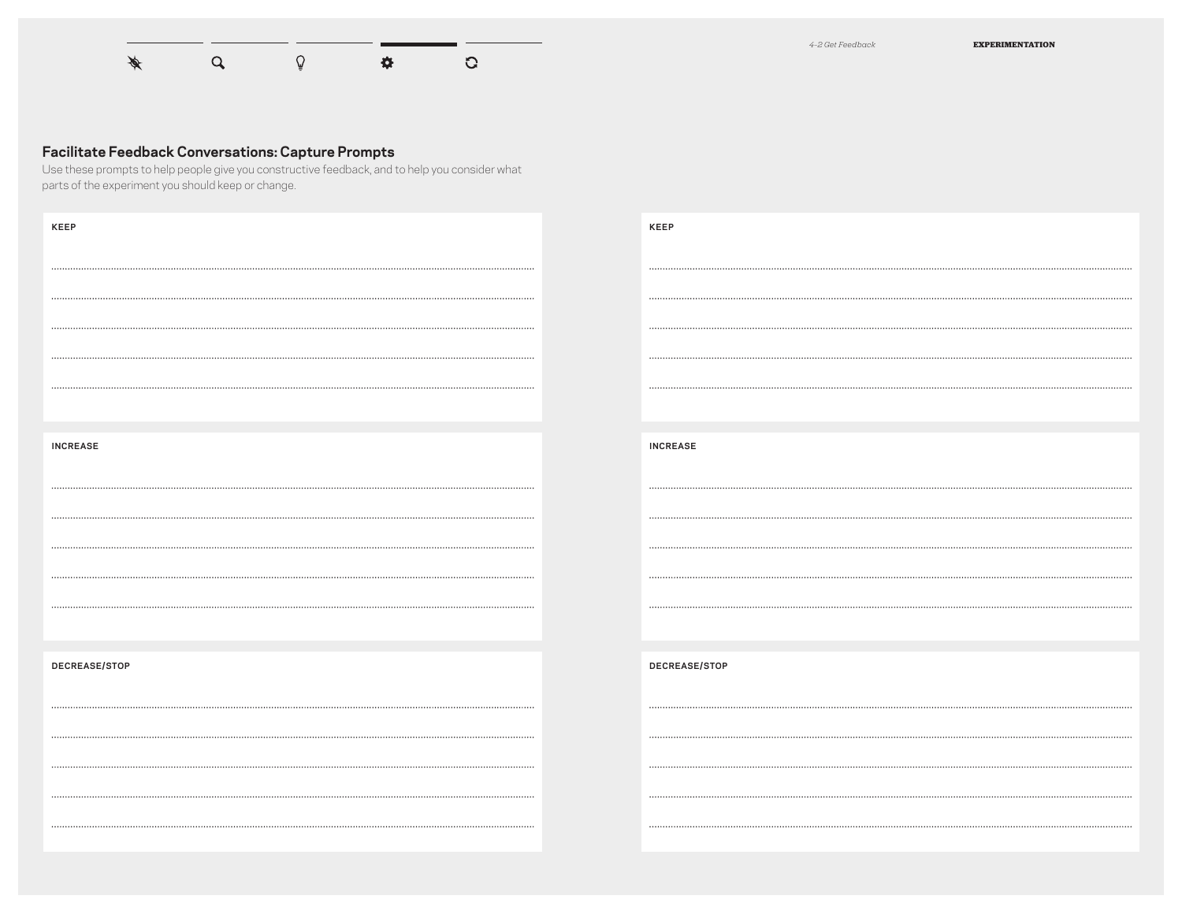## Facilitate Feedback Conversations: Capture Prompts

Use these prompts to help people give you constructive feedback, and to help you consider what parts of the experiment you should keep or change.

**KEEP**

**INCREASE**

**DECREASE/STOP**

**KEEP**

**INCREASE**

**DECREASE/STOP**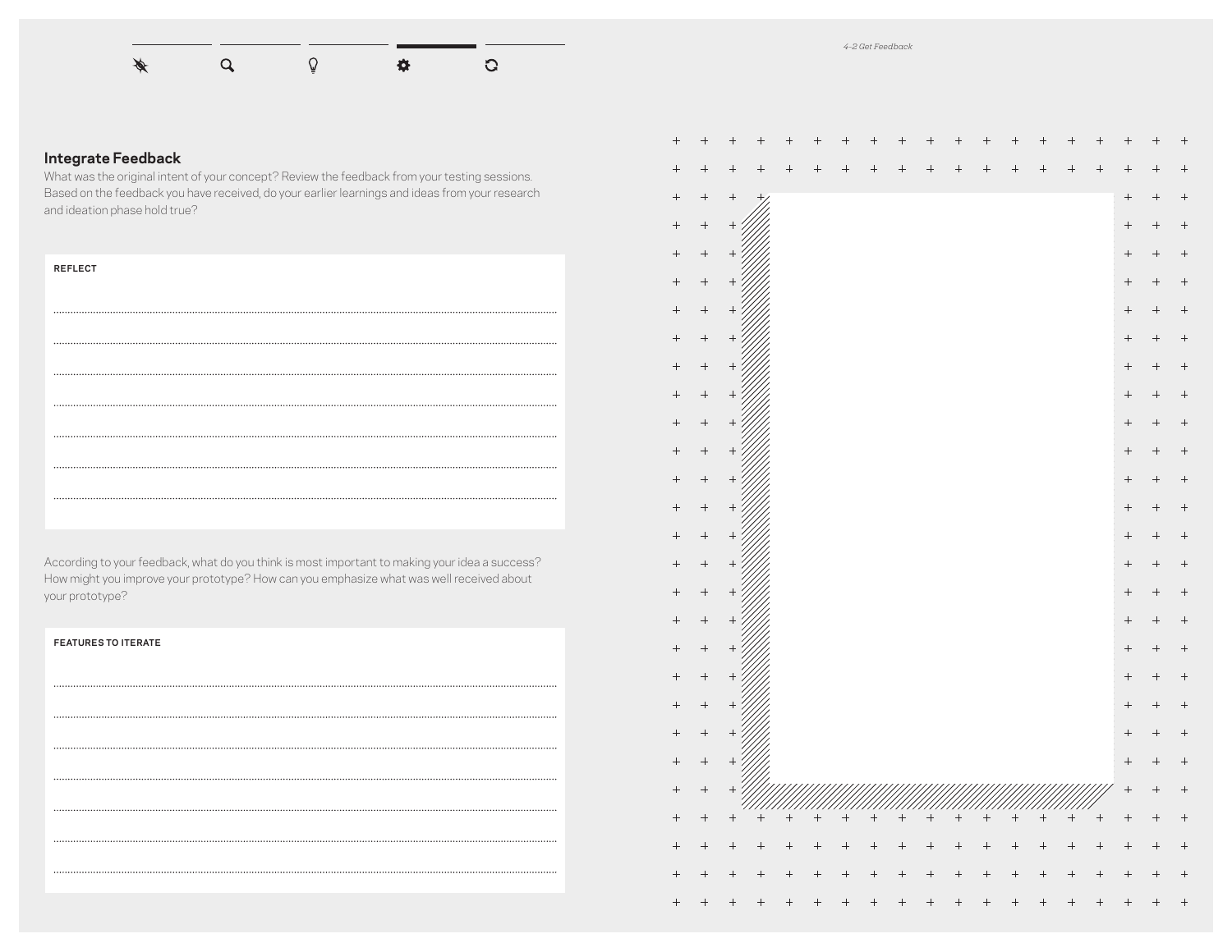## Integrate Feedback

What was the original intent of your concept? Review the feedback from your testing sessions. Based on the feedback you have received, do your earlier learnings and ideas from your research and ideation phase hold true?

**REFLECT**

According to your feedback, what do you think is most important to making your idea a success? How might you improve your prototype? How can you emphasize what was well received about your prototype?

**FEATURES TO ITERATE**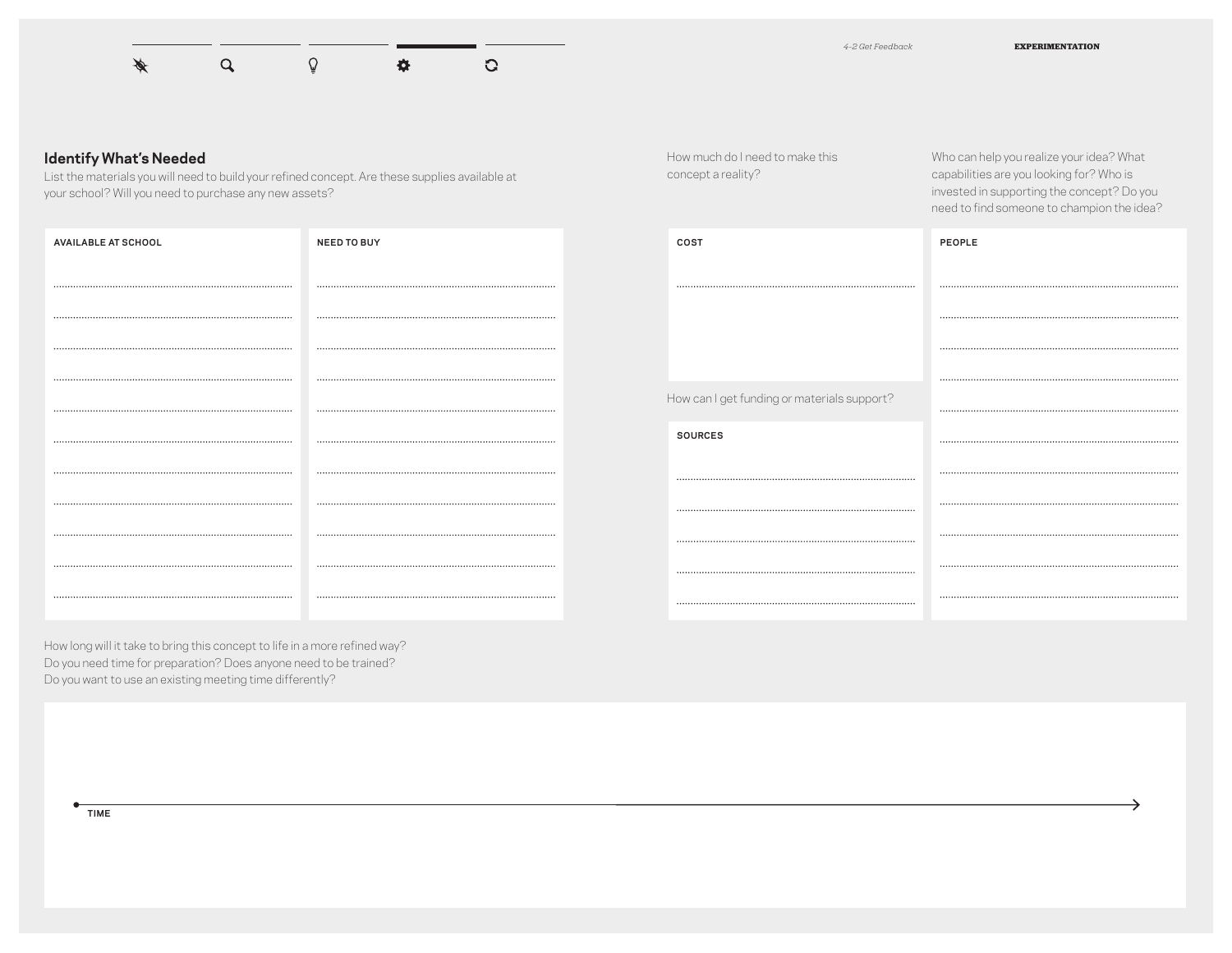## Identify What's Needed

List the materials you will need to build your refined concept. Are these supplies available at your school? Will you need to purchase any new assets?

| AVAILABLE AT SCHOOL | NEED TO BUY |
|---|---|
| | |

How much do I need to make this concept a reality?

**COST**

How can I get funding or materials support?

**SOURCES**

Who can help you realize your idea? What capabilities are you looking for? Who is invested in supporting the concept? Do you need to find someone to champion the idea?

**PEOPLE**

How long will it take to bring this concept to life in a more refined way?
Do you need time for preparation? Does anyone need to be trained?
Do you want to use an existing meeting time differently?

**TIME**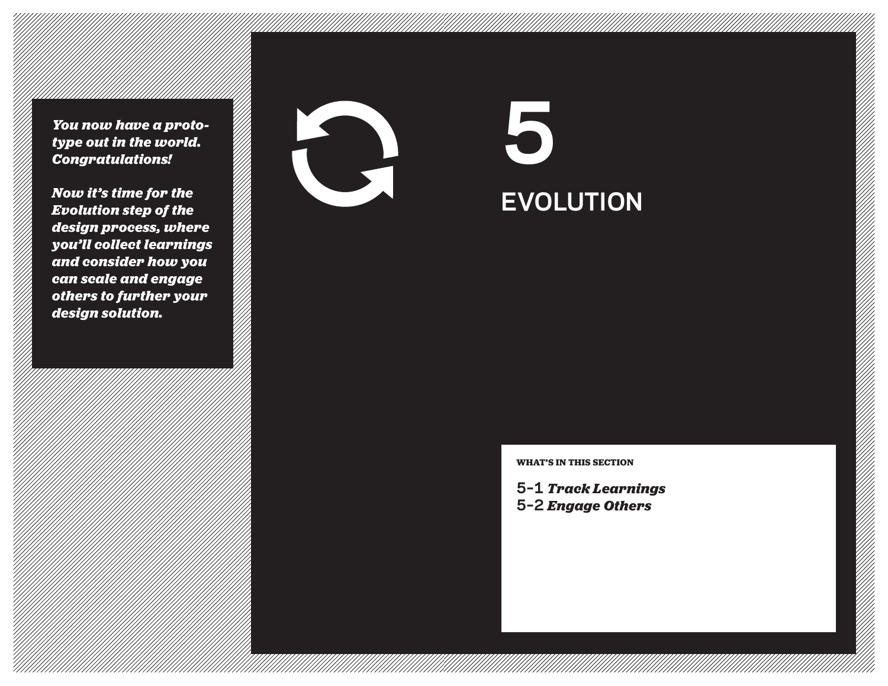*You now have a prototype out in the world. Congratulations!*

*Now it's time for the Evolution step of the design process, where you'll collect learnings and consider how you can scale and engage others to further your design solution.*

# 5

# EVOLUTION

**WHAT'S IN THIS SECTION**

5-1 ***Track Learnings***
5-2 ***Engage Others***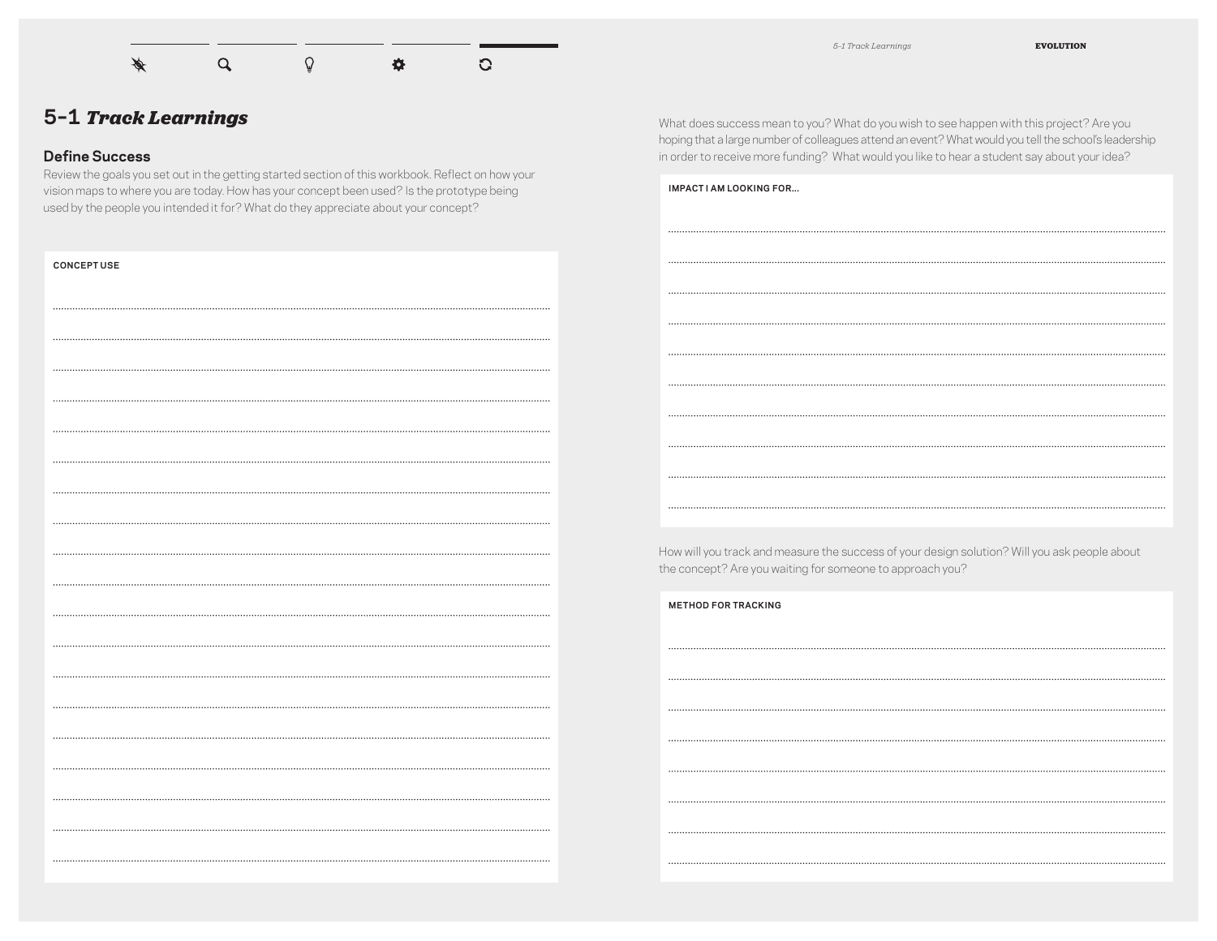# 5-1 *Track Learnings*

## Define Success

Review the goals you set out in the getting started section of this workbook. Reflect on how your vision maps to where you are today. How has your concept been used? Is the prototype being used by the people you intended it for? What do they appreciate about your concept?

**CONCEPT USE**

What does success mean to you? What do you wish to see happen with this project? Are you hoping that a large number of colleagues attend an event? What would you tell the school's leadership in order to receive more funding? What would you like to hear a student say about your idea?

**IMPACT I AM LOOKING FOR...**

How will you track and measure the success of your design solution? Will you ask people about the concept? Are you waiting for someone to approach you?

**METHOD FOR TRACKING**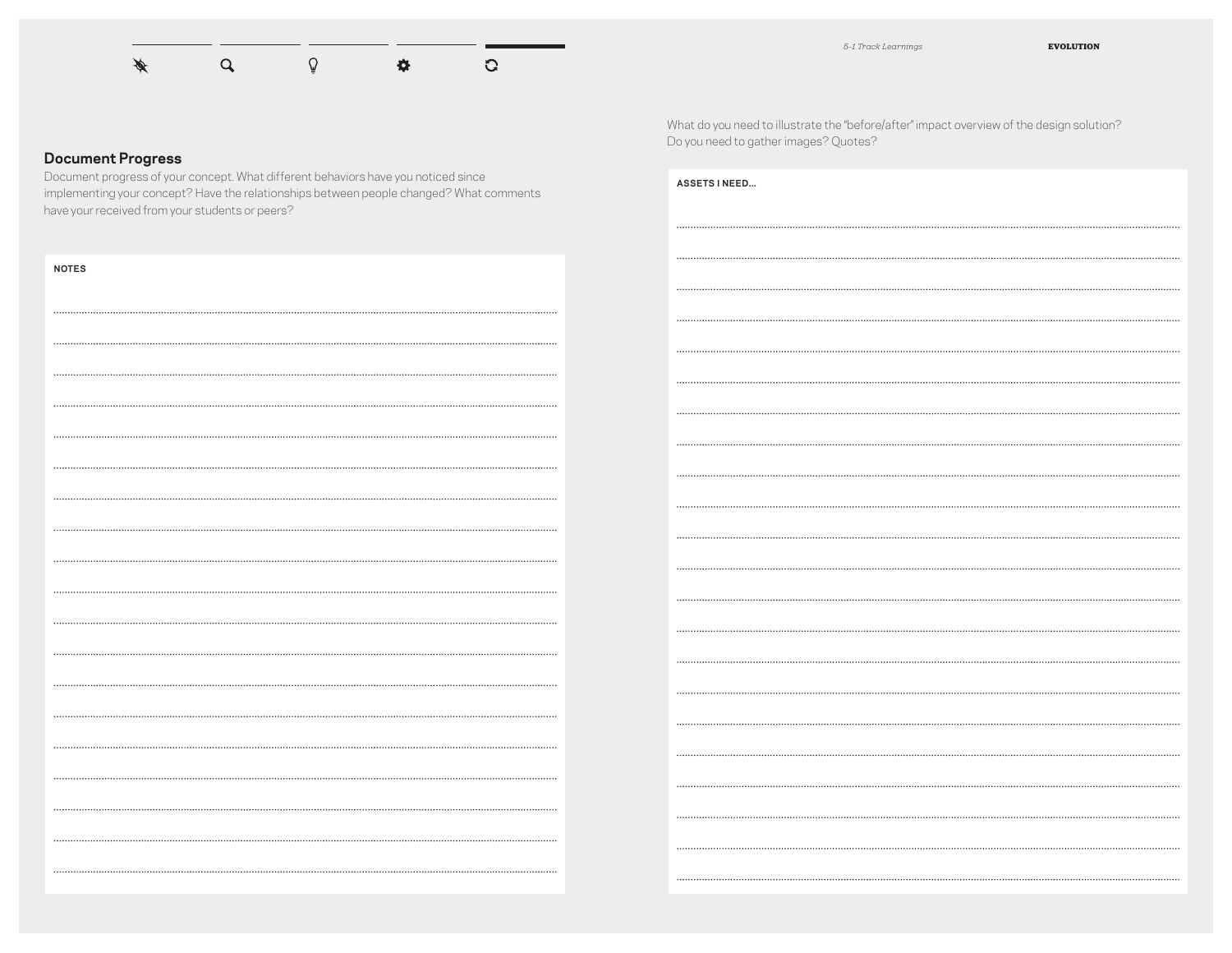## Document Progress

Document progress of your concept. What different behaviors have you noticed since implementing your concept? Have the relationships between people changed? What comments have your received from your students or peers?

**NOTES**

What do you need to illustrate the "before/after" impact overview of the design solution? Do you need to gather images? Quotes?

**ASSETS I NEED...**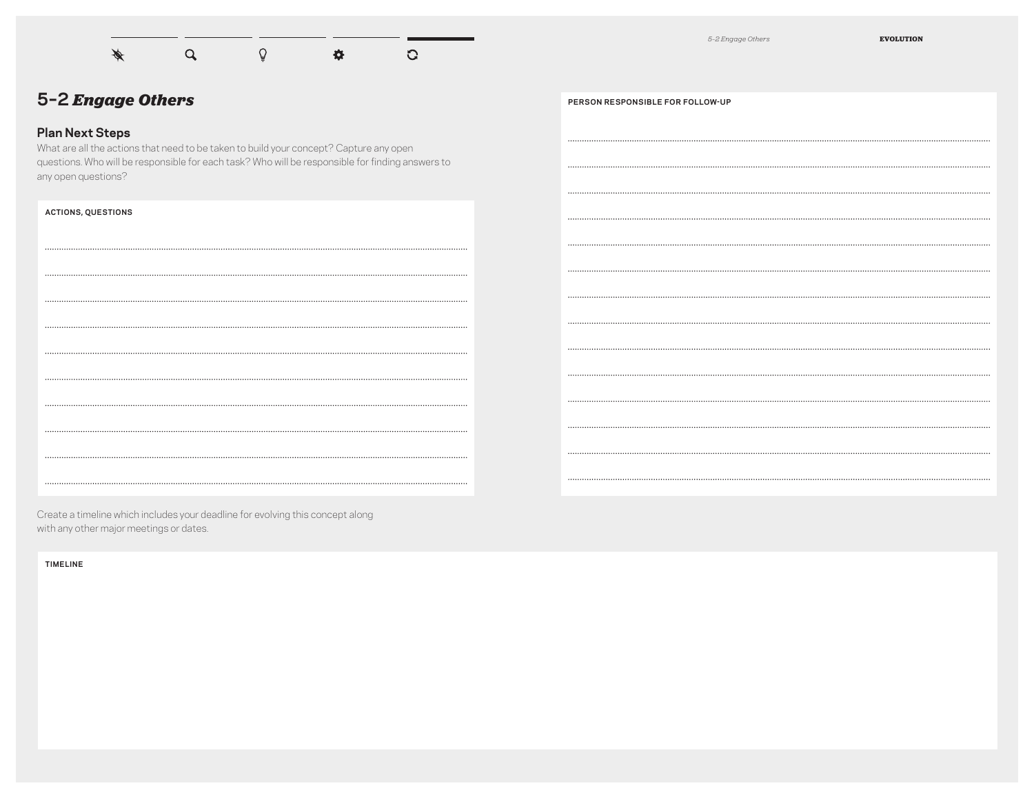# 5-2 *Engage Others*

## Plan Next Steps

What are all the actions that need to be taken to build your concept? Capture any open questions. Who will be responsible for each task? Who will be responsible for finding answers to any open questions?

**ACTIONS, QUESTIONS**

**PERSON RESPONSIBLE FOR FOLLOW-UP**

Create a timeline which includes your deadline for evolving this concept along with any other major meetings or dates.

**TIMELINE**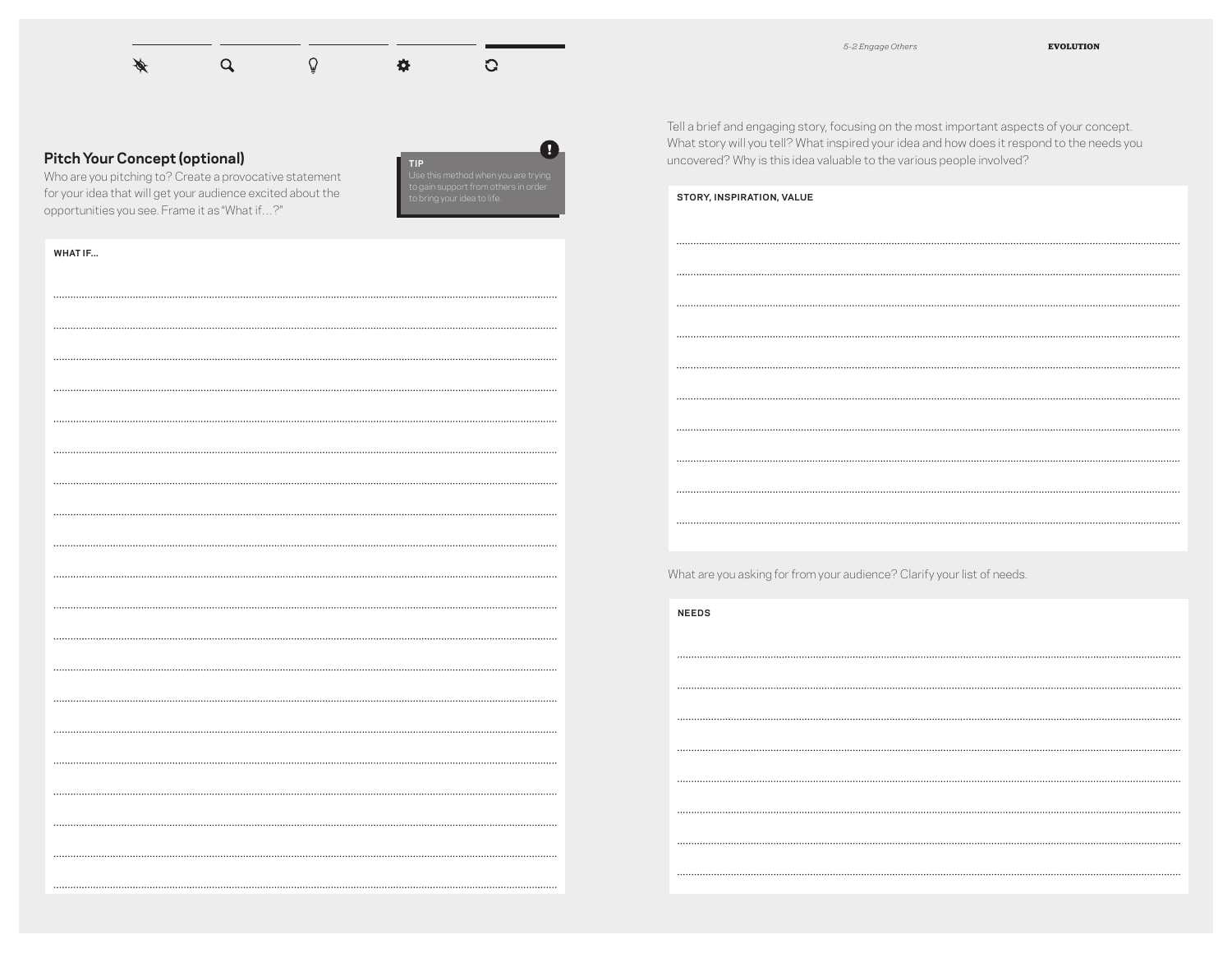## Pitch Your Concept (optional)

Who are you pitching to? Create a provocative statement for your idea that will get your audience excited about the opportunities you see. Frame it as "What if…?"

**TIP**
Use this method when you are trying to gain support from others in order to bring your idea to life.

**WHAT IF...**

Tell a brief and engaging story, focusing on the most important aspects of your concept. What story will you tell? What inspired your idea and how does it respond to the needs you uncovered? Why is this idea valuable to the various people involved?

**STORY, INSPIRATION, VALUE**

What are you asking for from your audience? Clarify your list of needs.

**NEEDS**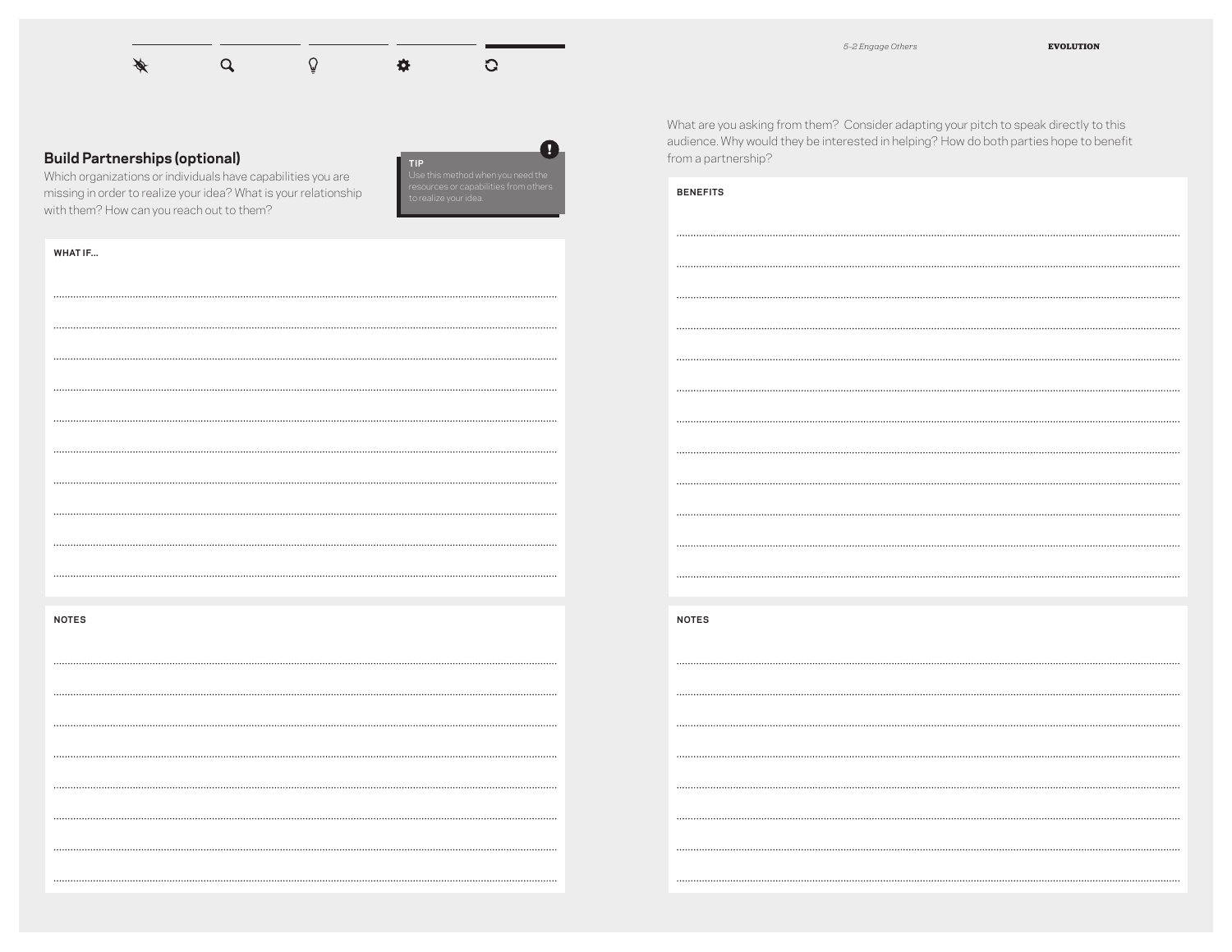## Build Partnerships (optional)

Which organizations or individuals have capabilities you are missing in order to realize your idea? What is your relationship with them? How can you reach out to them?

**TIP**
Use this method when you need the resources or capabilities from others to realize your idea.

**WHAT IF...**

**NOTES**

What are you asking from them? Consider adapting your pitch to speak directly to this audience. Why would they be interested in helping? How do both parties hope to benefit from a partnership?

**BENEFITS**

**NOTES**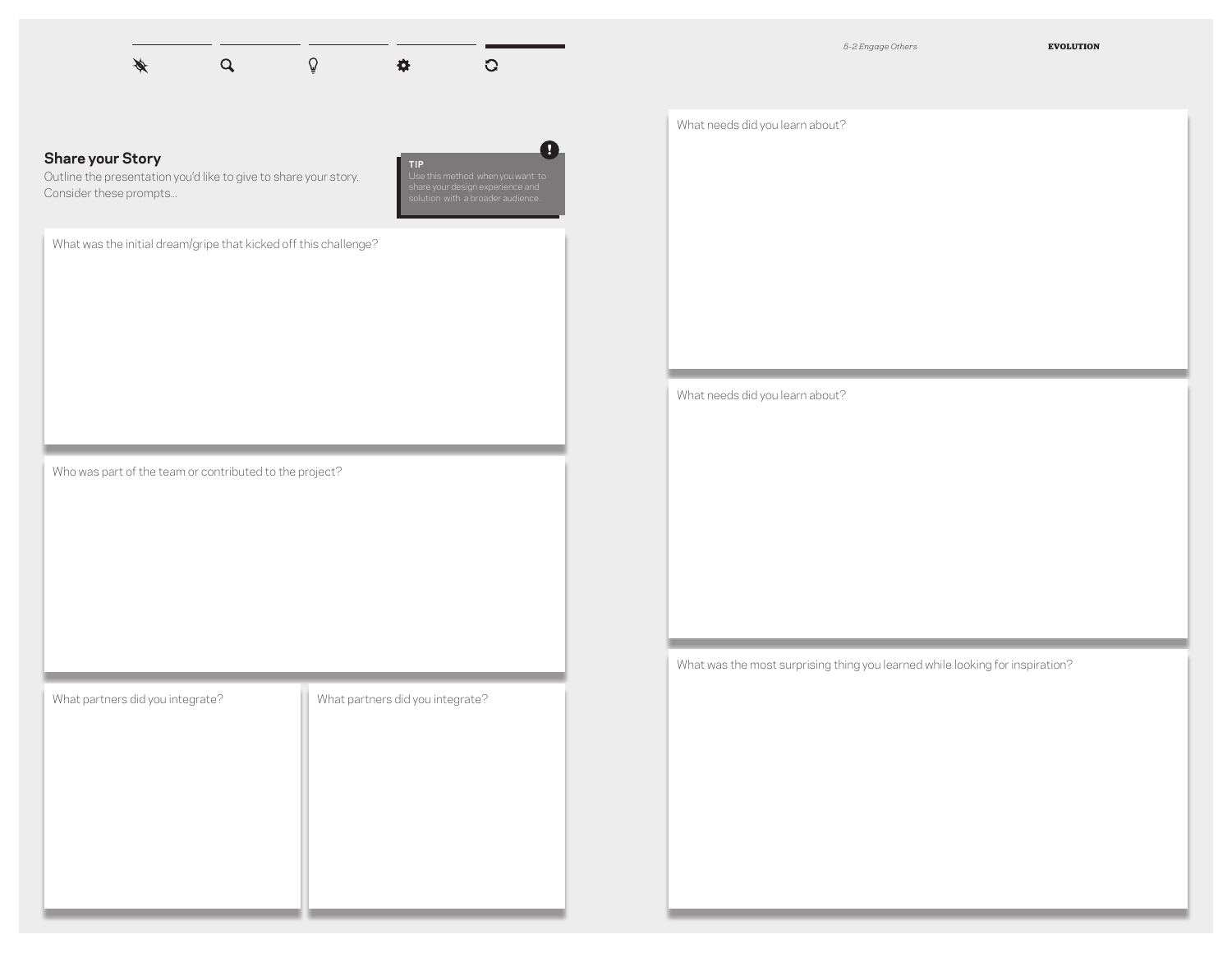## Share your Story

Outline the presentation you'd like to give to share your story. Consider these prompts...

**TIP**
Use this method when you want to share your design experience and solution with a broader audience.

What was the initial dream/gripe that kicked off this challenge?

Who was part of the team or contributed to the project?

What partners did you integrate?

What partners did you integrate?

What needs did you learn about?

What needs did you learn about?

What was the most surprising thing you learned while looking for inspiration?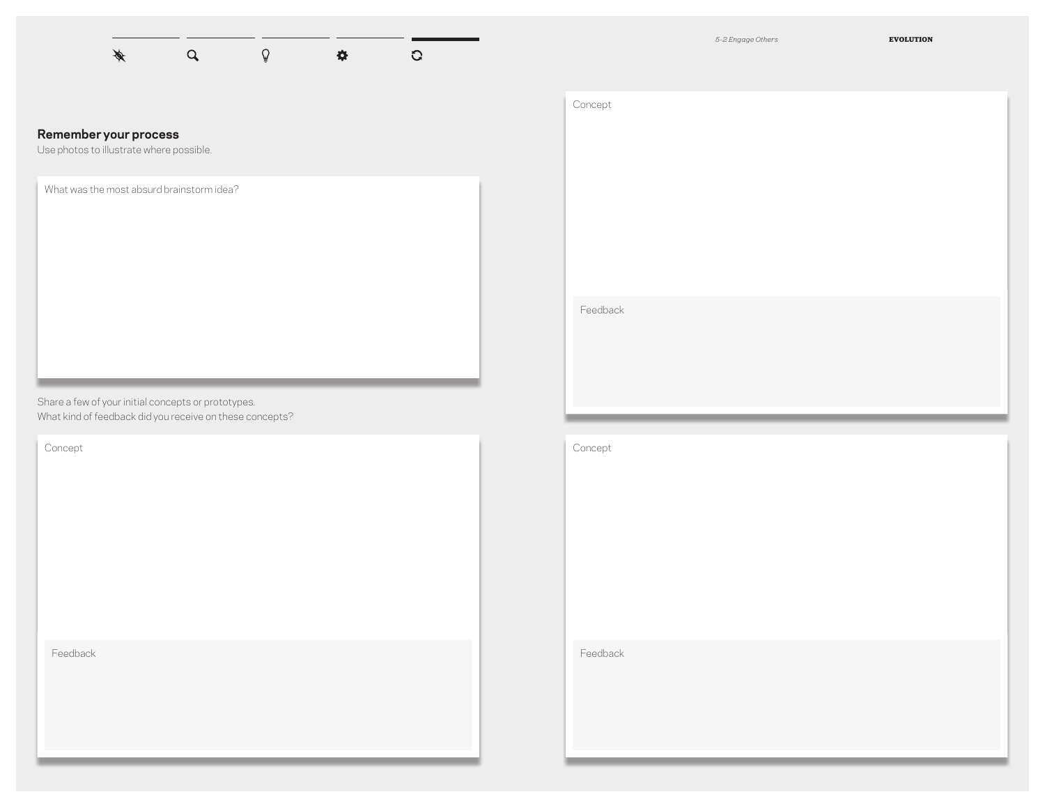## Remember your process

Use photos to illustrate where possible.

What was the most absurd brainstorm idea?

Share a few of your initial concepts or prototypes.
What kind of feedback did you receive on these concepts?

Concept

Feedback

Concept

Feedback

Concept

Feedback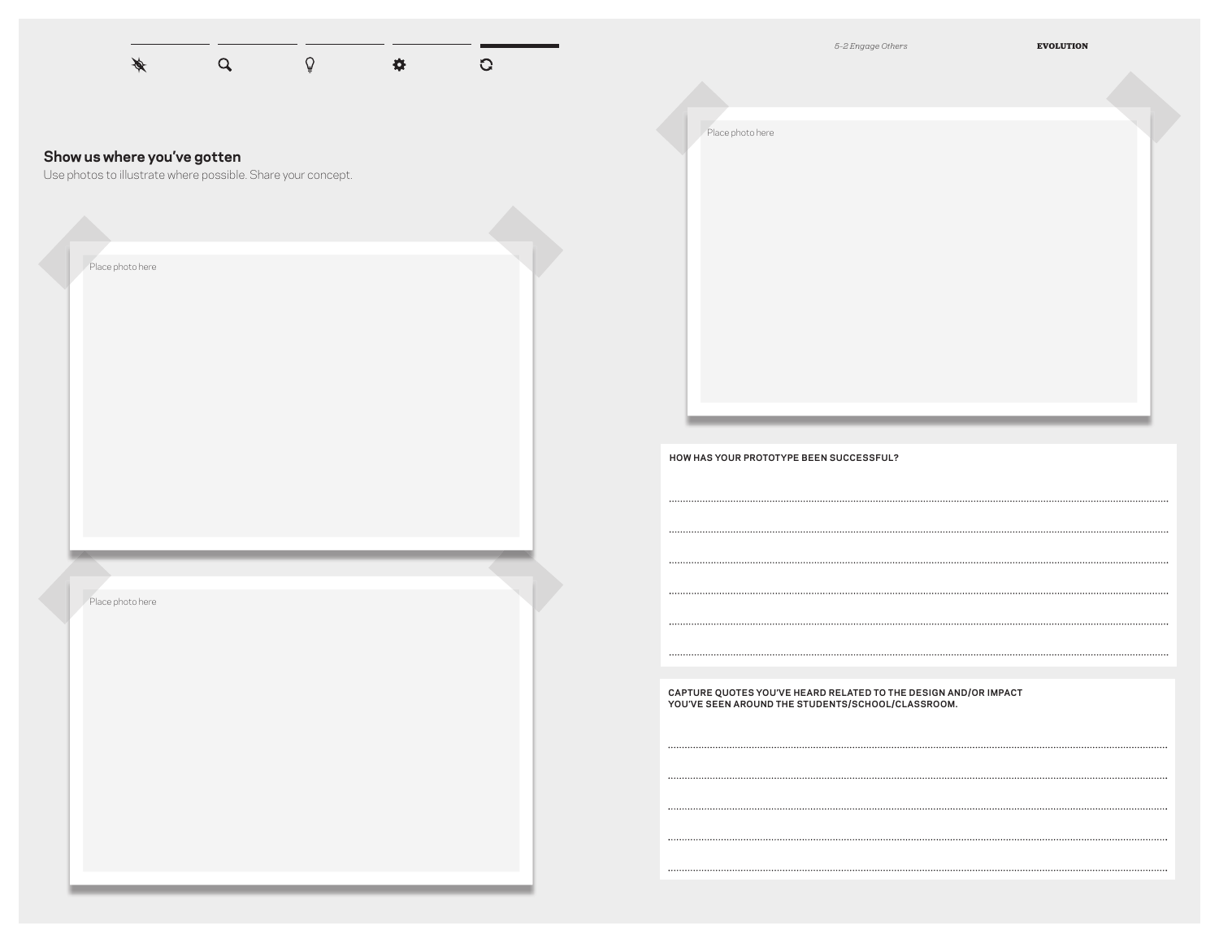## Show us where you've gotten

Use photos to illustrate where possible. Share your concept.

Place photo here

Place photo here

Place photo here

**HOW HAS YOUR PROTOTYPE BEEN SUCCESSFUL?**

.................................................................................................................................

.................................................................................................................................

.................................................................................................................................

.................................................................................................................................

.................................................................................................................................

.................................................................................................................................

**CAPTURE QUOTES YOU'VE HEARD RELATED TO THE DESIGN AND/OR IMPACT YOU'VE SEEN AROUND THE STUDENTS/SCHOOL/CLASSROOM.**

.................................................................................................................................

.................................................................................................................................

.................................................................................................................................

.................................................................................................................................

.................................................................................................................................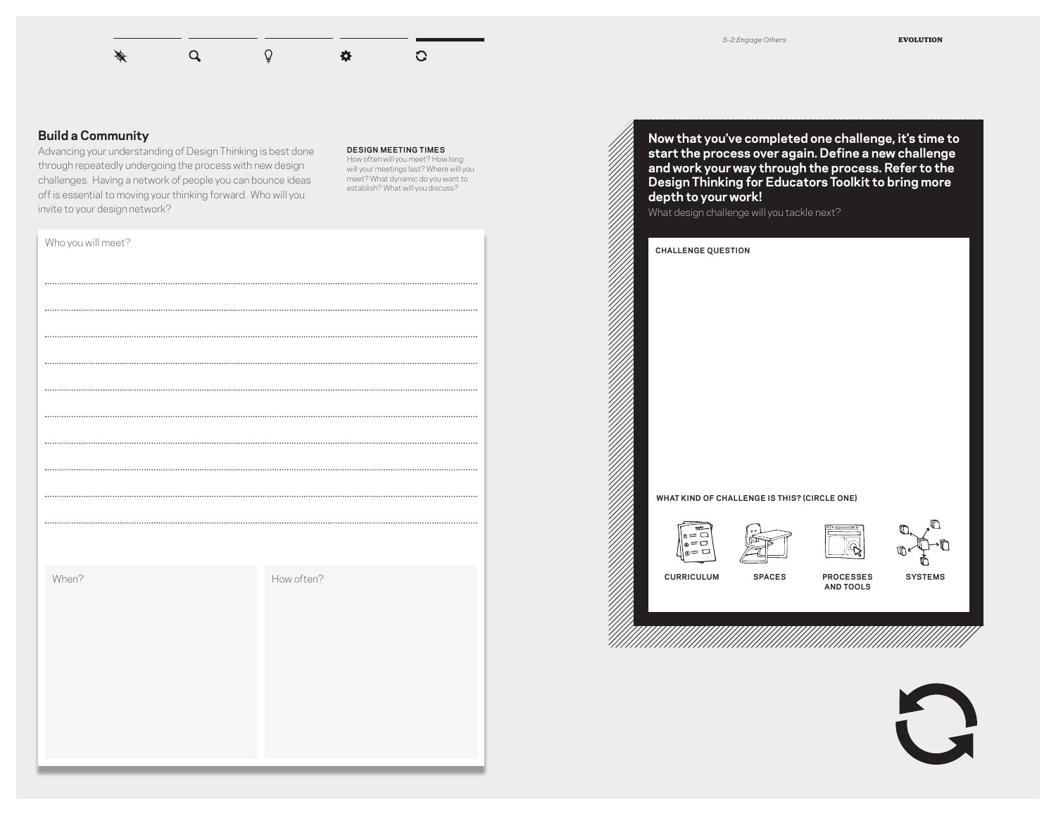## Build a Community

Advancing your understanding of Design Thinking is best done through repeatedly undergoing the process with new design challenges. Having a network of people you can bounce ideas off is essential to moving your thinking forward. Who will you invite to your design network?

**DESIGN MEETING TIMES**
How often will you meet? How long will your meetings last? Where will you meet? What dynamic do you want to establish? What will you discuss?

Who you will meet?

When?

How often?

**Now that you've completed one challenge, it's time to start the process over again. Define a new challenge and work your way through the process. Refer to the Design Thinking for Educators Toolkit to bring more depth to your work!**

What design challenge will you tackle next?

**CHALLENGE QUESTION**

**WHAT KIND OF CHALLENGE IS THIS? (CIRCLE ONE)**

CURRICULUM | SPACES | PROCESSES AND TOOLS | SYSTEMS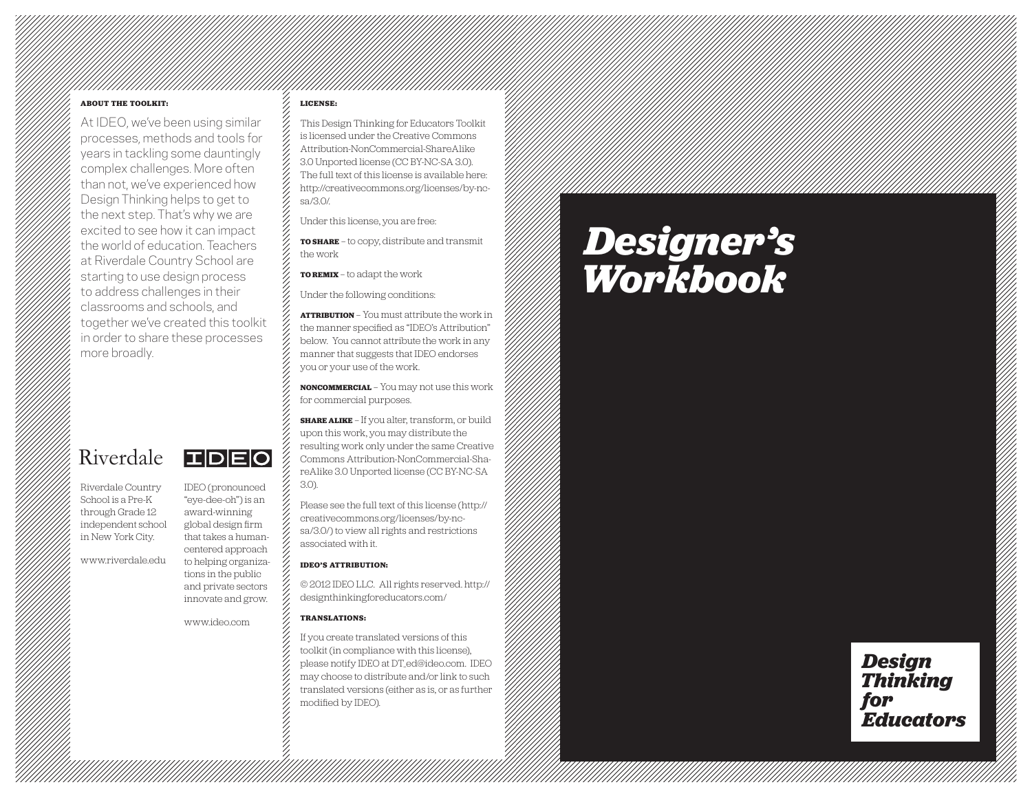#### ABOUT THE TOOLKIT:

At IDEO, we've been using similar processes, methods and tools for years in tackling some dauntingly complex challenges. More often than not, we've experienced how Design Thinking helps to get to the next step. That's why we are excited to see how it can impact the world of education. Teachers at Riverdale Country School are starting to use design process to address challenges in their classrooms and schools, and together we've created this toolkit in order to share these processes more broadly.

Riverdale

Riverdale Country School is a Pre-K through Grade 12 independent school in New York City.

www.riverdale.edu

IDEO

IDEO (pronounced "eye-dee-oh") is an award-winning global design firm that takes a human-centered approach to helping organizations in the public and private sectors innovate and grow.

www.ideo.com

#### LICENSE:

This Design Thinking for Educators Toolkit is licensed under the Creative Commons Attribution-NonCommercial-ShareAlike 3.0 Unported license (CC BY-NC-SA 3.0). The full text of this license is available here: http://creativecommons.org/licenses/by-nc-sa/3.0/.

Under this license, you are free:

**TO SHARE** – to copy, distribute and transmit the work

**TO REMIX** – to adapt the work

Under the following conditions:

**ATTRIBUTION** – You must attribute the work in the manner specified as "IDEO's Attribution" below. You cannot attribute the work in any manner that suggests that IDEO endorses you or your use of the work.

**NONCOMMERCIAL** – You may not use this work for commercial purposes.

**SHARE ALIKE** – If you alter, transform, or build upon this work, you may distribute the resulting work only under the same Creative Commons Attribution-NonCommercial-ShareAlike 3.0 Unported license (CC BY-NC-SA 3.0).

Please see the full text of this license (http://creativecommons.org/licenses/by-nc-sa/3.0/) to view all rights and restrictions associated with it.

#### IDEO'S ATTRIBUTION:

© 2012 IDEO LLC. All rights reserved. http://designthinkingforeducators.com/

#### TRANSLATIONS:

If you create translated versions of this toolkit (in compliance with this license), please notify IDEO at DT_ed@ideo.com. IDEO may choose to distribute and/or link to such translated versions (either as is, or as further modified by IDEO).

# *Designer's Workbook*

***Design Thinking for Educators***